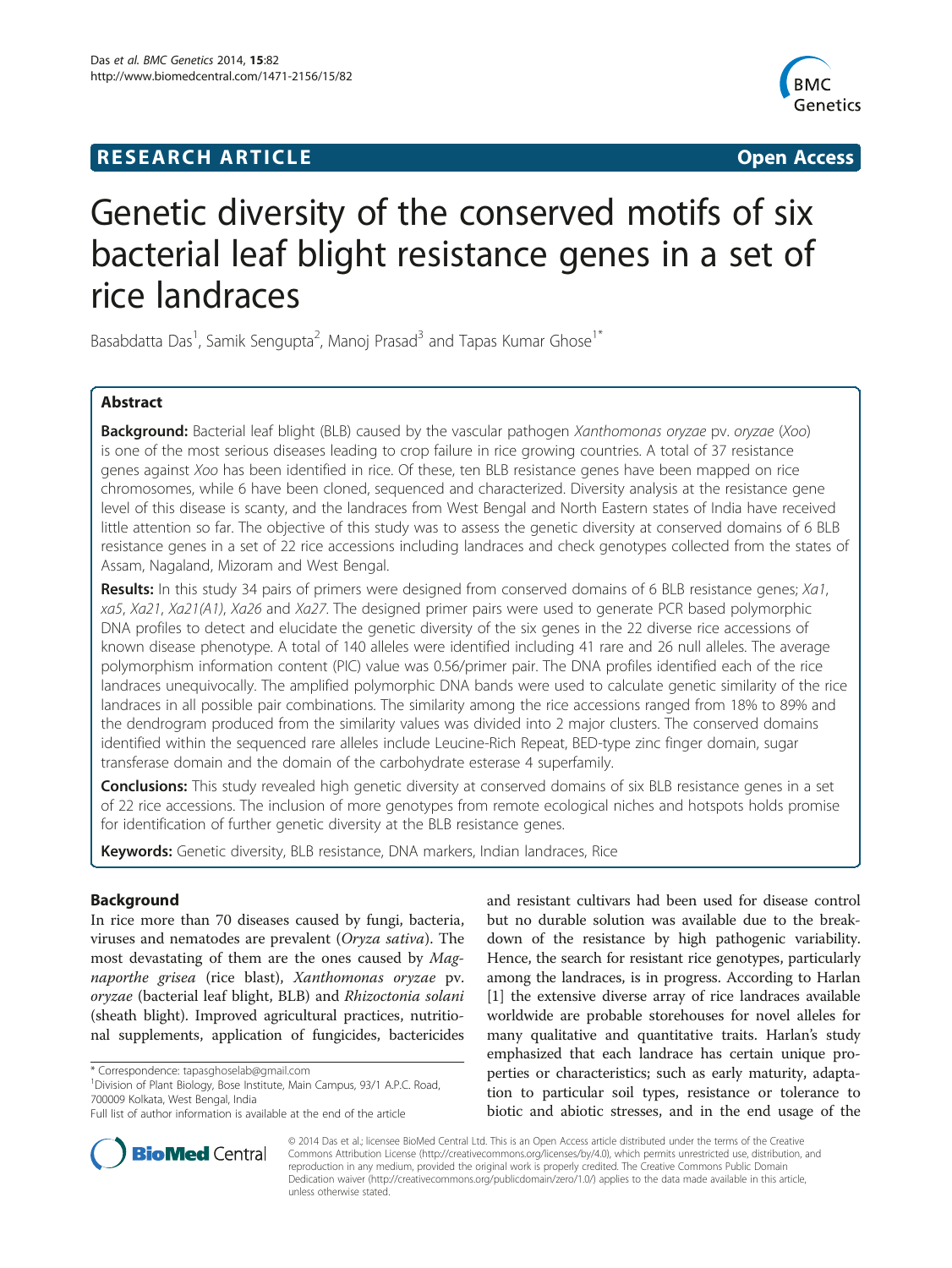**RESEARCH ARTICLE** **Open Access**

# Genetic diversity of the conserved motifs of six bacterial leaf blight resistance genes in a set of rice landraces

Basabdatta Das[1], Samik Sengupta[2], Manoj Prasad[3] and Tapas Kumar Ghose[1*]

## Abstract

**Background:** Bacterial leaf blight (BLB) caused by the vascular pathogen *Xanthomonas oryzae* pv. *oryzae* (*Xoo*) is one of the most serious diseases leading to crop failure in rice growing countries. A total of 37 resistance genes against *Xoo* has been identified in rice. Of these, ten BLB resistance genes have been mapped on rice chromosomes, while 6 have been cloned, sequenced and characterized. Diversity analysis at the resistance gene level of this disease is scanty, and the landraces from West Bengal and North Eastern states of India have received little attention so far. The objective of this study was to assess the genetic diversity at conserved domains of 6 BLB resistance genes in a set of 22 rice accessions including landraces and check genotypes collected from the states of Assam, Nagaland, Mizoram and West Bengal.

**Results:** In this study 34 pairs of primers were designed from conserved domains of 6 BLB resistance genes; *Xa1*, *xa5*, *Xa21*, *Xa21(A1)*, *Xa26* and *Xa27*. The designed primer pairs were used to generate PCR based polymorphic DNA profiles to detect and elucidate the genetic diversity of the six genes in the 22 diverse rice accessions of known disease phenotype. A total of 140 alleles were identified including 41 rare and 26 null alleles. The average polymorphism information content (PIC) value was 0.56/primer pair. The DNA profiles identified each of the rice landraces unequivocally. The amplified polymorphic DNA bands were used to calculate genetic similarity of the rice landraces in all possible pair combinations. The similarity among the rice accessions ranged from 18% to 89% and the dendrogram produced from the similarity values was divided into 2 major clusters. The conserved domains identified within the sequenced rare alleles include Leucine-Rich Repeat, BED-type zinc finger domain, sugar transferase domain and the domain of the carbohydrate esterase 4 superfamily.

**Conclusions:** This study revealed high genetic diversity at conserved domains of six BLB resistance genes in a set of 22 rice accessions. The inclusion of more genotypes from remote ecological niches and hotspots holds promise for identification of further genetic diversity at the BLB resistance genes.

**Keywords:** Genetic diversity, BLB resistance, DNA markers, Indian landraces, Rice

## Background

In rice more than 70 diseases caused by fungi, bacteria, viruses and nematodes are prevalent (*Oryza sativa*). The most devastating of them are the ones caused by *Magnaporthe grisea* (rice blast), *Xanthomonas oryzae* pv. *oryzae* (bacterial leaf blight, BLB) and *Rhizoctonia solani* (sheath blight). Improved agricultural practices, nutritional supplements, application of fungicides, bactericides and resistant cultivars had been used for disease control but no durable solution was available due to the breakdown of the resistance by high pathogenic variability. Hence, the search for resistant rice genotypes, particularly among the landraces, is in progress. According to Harlan [1] the extensive diverse array of rice landraces available worldwide are probable storehouses for novel alleles for many qualitative and quantitative traits. Harlan's study emphasized that each landrace has certain unique properties or characteristics; such as early maturity, adaptation to particular soil types, resistance or tolerance to biotic and abiotic stresses, and in the end usage of the

\* Correspondence: tapasghoselab@gmail.com
[1]Division of Plant Biology, Bose Institute, Main Campus, 93/1 A.P.C. Road, 700009 Kolkata, West Bengal, India
Full list of author information is available at the end of the article

© 2014 Das et al.; licensee BioMed Central Ltd. This is an Open Access article distributed under the terms of the Creative Commons Attribution License (http://creativecommons.org/licenses/by/4.0), which permits unrestricted use, distribution, and reproduction in any medium, provided the original work is properly credited. The Creative Commons Public Domain Dedication waiver (http://creativecommons.org/publicdomain/zero/1.0/) applies to the data made available in this article, unless otherwise stated.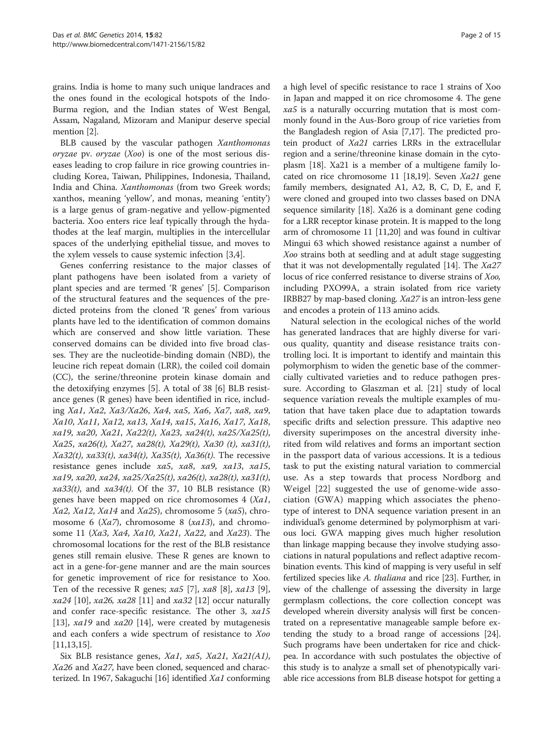grains. India is home to many such unique landraces and the ones found in the ecological hotspots of the Indo-Burma region, and the Indian states of West Bengal, Assam, Nagaland, Mizoram and Manipur deserve special mention [2].

BLB caused by the vascular pathogen *Xanthomonas oryzae* pv. *oryzae* (*Xoo*) is one of the most serious diseases leading to crop failure in rice growing countries including Korea, Taiwan, Philippines, Indonesia, Thailand, India and China. *Xanthomonas* (from two Greek words; xanthos, meaning 'yellow', and monas, meaning 'entity') is a large genus of gram-negative and yellow-pigmented bacteria. Xoo enters rice leaf typically through the hydathodes at the leaf margin, multiplies in the intercellular spaces of the underlying epithelial tissue, and moves to the xylem vessels to cause systemic infection [3,4].

Genes conferring resistance to the major classes of plant pathogens have been isolated from a variety of plant species and are termed 'R genes' [5]. Comparison of the structural features and the sequences of the predicted proteins from the cloned 'R genes' from various plants have led to the identification of common domains which are conserved and show little variation. These conserved domains can be divided into five broad classes. They are the nucleotide-binding domain (NBD), the leucine rich repeat domain (LRR), the coiled coil domain (CC), the serine/threonine protein kinase domain and the detoxifying enzymes [5]. A total of 38 [6] BLB resistance genes (R genes) have been identified in rice, including *Xa1*, *Xa2*, *Xa3/Xa26*, *Xa4*, *xa5*, *Xa6*, *Xa7*, *xa8*, *xa9*, *Xa10*, *Xa11*, *Xa12*, *xa13*, *Xa14*, *xa15*, *Xa16*, *Xa17*, *Xa18*, *xa19*, *xa20*, *Xa21*, *Xa22(t)*, *Xa23*, *xa24(t)*, *xa25/Xa25(t)*, *Xa25*, *xa26(t)*, *Xa27*, *xa28(t)*, *Xa29(t)*, *Xa30 (t)*, *xa31(t)*, *Xa32(t)*, *xa33(t)*, *xa34(t)*, *Xa35(t)*, *Xa36(t)*. The recessive resistance genes include *xa5*, *xa8*, *xa9*, *xa13*, *xa15*, *xa19*, *xa20*, *xa24*, *xa25/Xa25(t)*, *xa26(t)*, *xa28(t)*, *xa31(t)*, *xa33(t)*, and *xa34(t)*. Of the 37, 10 BLB resistance (R) genes have been mapped on rice chromosomes 4 (*Xa1*, *Xa2*, *Xa12*, *Xa14* and *Xa25*), chromosome 5 (*xa5*), chromosome 6 (*Xa7*), chromosome 8 (*xa13*), and chromosome 11 (*Xa3*, *Xa4*, *Xa10*, *Xa21*, *Xa22*, and *Xa23*). The chromosomal locations for the rest of the BLB resistance genes still remain elusive. These R genes are known to act in a gene-for-gene manner and are the main sources for genetic improvement of rice for resistance to Xoo. Ten of the recessive R genes; *xa5* [7], *xa8* [8], *xa13* [9], *xa24* [10], *xa26*, *xa28* [11] and *xa32* [12] occur naturally and confer race-specific resistance. The other 3, *xa15* [13], *xa19* and *xa20* [14], were created by mutagenesis and each confers a wide spectrum of resistance to *Xoo* [11,13,15].

Six BLB resistance genes, *Xa1*, *xa5*, *Xa21*, *Xa21(A1)*, *Xa26* and *Xa27*, have been cloned, sequenced and characterized. In 1967, Sakaguchi [16] identified *Xa1* conforming a high level of specific resistance to race 1 strains of Xoo in Japan and mapped it on rice chromosome 4. The gene *xa5* is a naturally occurring mutation that is most commonly found in the Aus-Boro group of rice varieties from the Bangladesh region of Asia [7,17]. The predicted protein product of *Xa21* carries LRRs in the extracellular region and a serine/threonine kinase domain in the cytoplasm [18]. Xa21 is a member of a multigene family located on rice chromosome 11 [18,19]. Seven *Xa21* gene family members, designated A1, A2, B, C, D, E, and F, were cloned and grouped into two classes based on DNA sequence similarity [18]. Xa26 is a dominant gene coding for a LRR receptor kinase protein. It is mapped to the long arm of chromosome 11 [11,20] and was found in cultivar Mingui 63 which showed resistance against a number of *Xoo* strains both at seedling and at adult stage suggesting that it was not developmentally regulated [14]. The *Xa27* locus of rice conferred resistance to diverse strains of *Xoo,* including PXO99A, a strain isolated from rice variety IRBB27 by map-based cloning. *Xa27* is an intron-less gene and encodes a protein of 113 amino acids.

Natural selection in the ecological niches of the world has generated landraces that are highly diverse for various quality, quantity and disease resistance traits controlling loci. It is important to identify and maintain this polymorphism to widen the genetic base of the commercially cultivated varieties and to reduce pathogen pressure. According to Glaszman et al. [21] study of local sequence variation reveals the multiple examples of mutation that have taken place due to adaptation towards specific drifts and selection pressure. This adaptive neo diversity superimposes on the ancestral diversity inherited from wild relatives and forms an important section in the passport data of various accessions. It is a tedious task to put the existing natural variation to commercial use. As a step towards that process Nordborg and Weigel [22] suggested the use of genome-wide association (GWA) mapping which associates the phenotype of interest to DNA sequence variation present in an individual's genome determined by polymorphism at various loci. GWA mapping gives much higher resolution than linkage mapping because they involve studying associations in natural populations and reflect adaptive recombination events. This kind of mapping is very useful in self fertilized species like *A. thaliana* and rice [23]. Further, in view of the challenge of assessing the diversity in large germplasm collections, the core collection concept was developed wherein diversity analysis will first be concentrated on a representative manageable sample before extending the study to a broad range of accessions [24]. Such programs have been undertaken for rice and chickpea. In accordance with such postulates the objective of this study is to analyze a small set of phenotypically variable rice accessions from BLB disease hotspot for getting a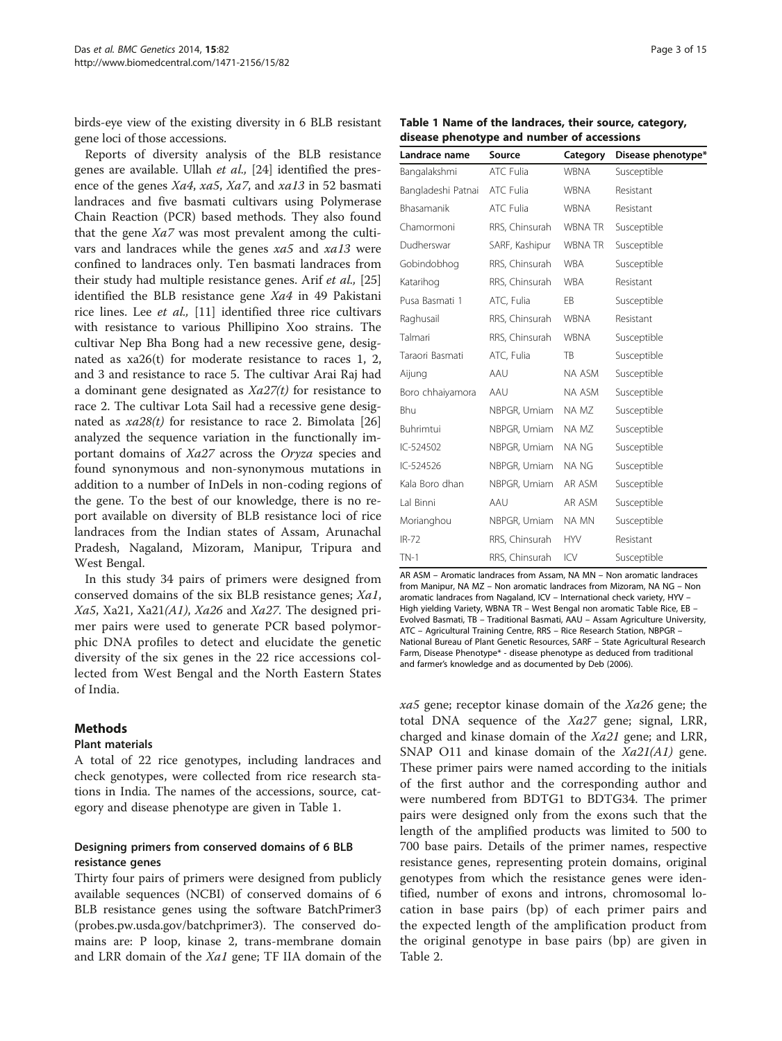birds-eye view of the existing diversity in 6 BLB resistant gene loci of those accessions.

Reports of diversity analysis of the BLB resistance genes are available. Ullah *et al.,* [24] identified the presence of the genes *Xa4*, *xa5*, *Xa7*, and *xa13* in 52 basmati landraces and five basmati cultivars using Polymerase Chain Reaction (PCR) based methods. They also found that the gene *Xa7* was most prevalent among the cultivars and landraces while the genes *xa5* and *xa13* were confined to landraces only. Ten basmati landraces from their study had multiple resistance genes. Arif *et al.,* [25] identified the BLB resistance gene *Xa4* in 49 Pakistani rice lines. Lee *et al.,* [11] identified three rice cultivars with resistance to various Phillipino Xoo strains. The cultivar Nep Bha Bong had a new recessive gene, designated as xa26(t) for moderate resistance to races 1, 2, and 3 and resistance to race 5. The cultivar Arai Raj had a dominant gene designated as *Xa27(t)* for resistance to race 2. The cultivar Lota Sail had a recessive gene designated as *xa28(t)* for resistance to race 2. Bimolata [26] analyzed the sequence variation in the functionally important domains of *Xa27* across the *Oryza* species and found synonymous and non-synonymous mutations in addition to a number of InDels in non-coding regions of the gene. To the best of our knowledge, there is no report available on diversity of BLB resistance loci of rice landraces from the Indian states of Assam, Arunachal Pradesh, Nagaland, Mizoram, Manipur, Tripura and West Bengal.

In this study 34 pairs of primers were designed from conserved domains of the six BLB resistance genes; *Xa1*, *Xa5*, Xa21, Xa21*(A1)*, *Xa26* and *Xa27*. The designed primer pairs were used to generate PCR based polymorphic DNA profiles to detect and elucidate the genetic diversity of the six genes in the 22 rice accessions collected from West Bengal and the North Eastern States of India.

## Methods

### Plant materials

A total of 22 rice genotypes, including landraces and check genotypes, were collected from rice research stations in India. The names of the accessions, source, category and disease phenotype are given in Table 1.

### Designing primers from conserved domains of 6 BLB resistance genes

Thirty four pairs of primers were designed from publicly available sequences (NCBI) of conserved domains of 6 BLB resistance genes using the software BatchPrimer3 (probes.pw.usda.gov/batchprimer3). The conserved domains are: P loop, kinase 2, trans-membrane domain and LRR domain of the *Xa1* gene; TF IIA domain of the *xa5* gene; receptor kinase domain of the *Xa26* gene; the total DNA sequence of the *Xa27* gene; signal, LRR, charged and kinase domain of the *Xa21* gene; and LRR, SNAP O11 and kinase domain of the *Xa21(A1)* gene. These primer pairs were named according to the initials of the first author and the corresponding author and were numbered from BDTG1 to BDTG34. The primer pairs were designed only from the exons such that the length of the amplified products was limited to 500 to 700 base pairs. Details of the primer names, respective resistance genes, representing protein domains, original genotypes from which the resistance genes were identified, number of exons and introns, chromosomal location in base pairs (bp) of each primer pairs and the expected length of the amplification product from the original genotype in base pairs (bp) are given in Table 2.

**Table 1 Name of the landraces, their source, category, disease phenotype and number of accessions**

| Landrace name | Source | Category | Disease phenotype* |
|---|---|---|---|
| Bangalakshmi | ATC Fulia | WBNA | Susceptible |
| Bangladeshi Patnai | ATC Fulia | WBNA | Resistant |
| Bhasamanik | ATC Fulia | WBNA | Resistant |
| Chamormoni | RRS, Chinsurah | WBNA TR | Susceptible |
| Dudherswar | SARF, Kashipur | WBNA TR | Susceptible |
| Gobindobhog | RRS, Chinsurah | WBA | Susceptible |
| Katarihog | RRS, Chinsurah | WBA | Resistant |
| Pusa Basmati 1 | ATC, Fulia | EB | Susceptible |
| Raghusail | RRS, Chinsurah | WBNA | Resistant |
| Talmari | RRS, Chinsurah | WBNA | Susceptible |
| Taraori Basmati | ATC, Fulia | TB | Susceptible |
| Aijung | AAU | NA ASM | Susceptible |
| Boro chhaiyamora | AAU | NA ASM | Susceptible |
| Bhu | NBPGR, Umiam | NA MZ | Susceptible |
| Buhrimtui | NBPGR, Umiam | NA MZ | Susceptible |
| IC-524502 | NBPGR, Umiam | NA NG | Susceptible |
| IC-524526 | NBPGR, Umiam | NA NG | Susceptible |
| Kala Boro dhan | NBPGR, Umiam | AR ASM | Susceptible |
| Lal Binni | AAU | AR ASM | Susceptible |
| Morianghou | NBPGR, Umiam | NA MN | Susceptible |
| IR-72 | RRS, Chinsurah | HYV | Resistant |
| TN-1 | RRS, Chinsurah | ICV | Susceptible |

AR ASM – Aromatic landraces from Assam, NA MN – Non aromatic landraces from Manipur, NA MZ – Non aromatic landraces from Mizoram, NA NG – Non aromatic landraces from Nagaland, ICV – International check variety, HYV – High yielding Variety, WBNA TR – West Bengal non aromatic Table Rice, EB – Evolved Basmati, TB – Traditional Basmati, AAU – Assam Agriculture University, ATC – Agricultural Training Centre, RRS – Rice Research Station, NBPGR – National Bureau of Plant Genetic Resources, SARF – State Agricultural Research Farm, Disease Phenotype* - disease phenotype as deduced from traditional and farmer's knowledge and as documented by Deb (2006).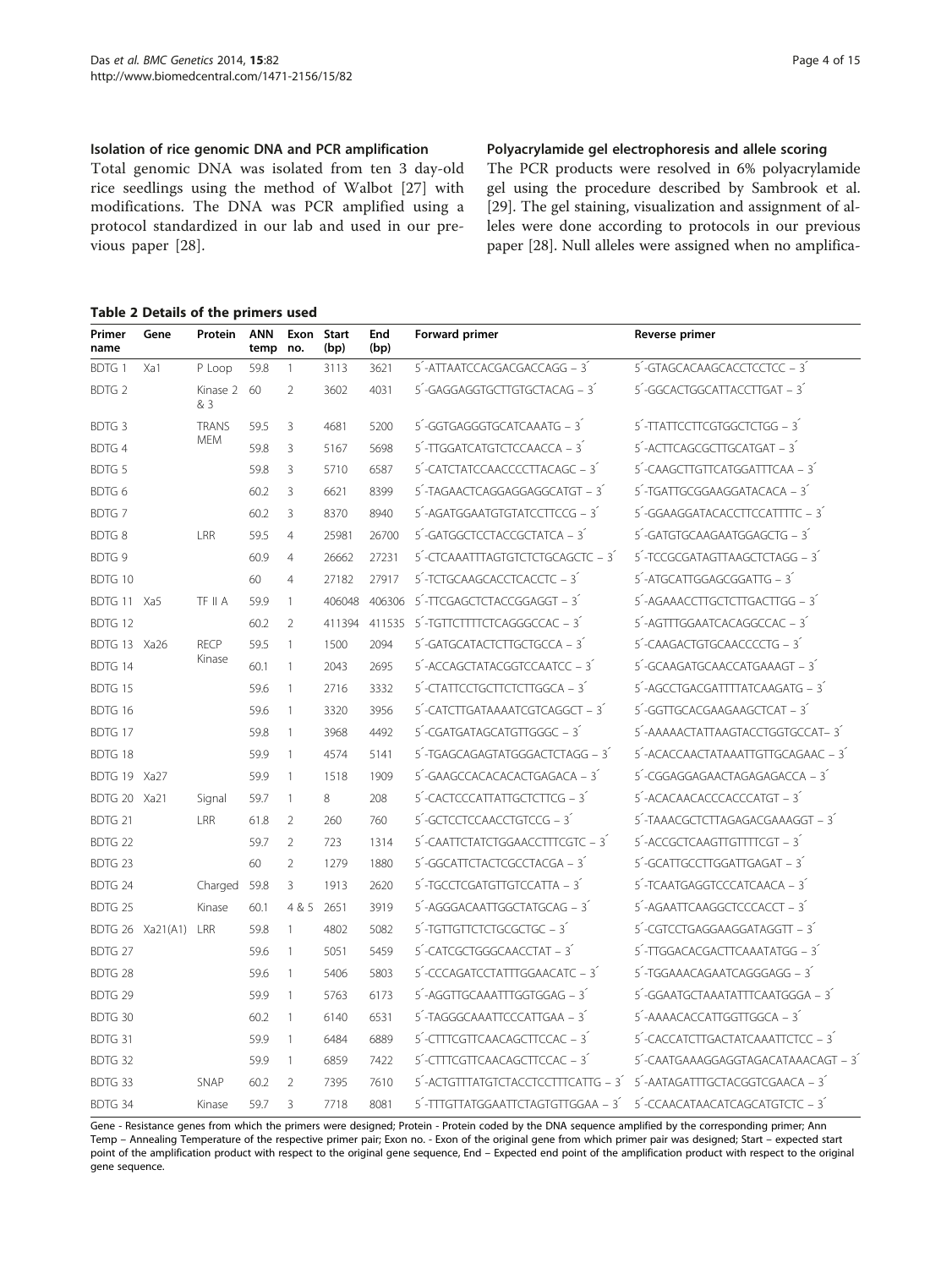### Isolation of rice genomic DNA and PCR amplification

Total genomic DNA was isolated from ten 3 day-old rice seedlings using the method of Walbot [27] with modifications. The DNA was PCR amplified using a protocol standardized in our lab and used in our previous paper [28].

### Polyacrylamide gel electrophoresis and allele scoring

The PCR products were resolved in 6% polyacrylamide gel using the procedure described by Sambrook et al. [29]. The gel staining, visualization and assignment of alleles were done according to protocols in our previous paper [28]. Null alleles were assigned when no amplifica-

**Table 2 Details of the primers used**

| Primer name | Gene | Protein | ANN temp | Exon no. | Start (bp) | End (bp) | Forward primer | Reverse primer |
|---|---|---|---|---|---|---|---|---|
| BDTG 1 | Xa1 | P Loop | 59.8 | 1 | 3113 | 3621 | 5´-ATTAATCCACGACGACCAGG – 3´ | 5´-GTAGCACAAGCACCTCCTCC – 3´ |
| BDTG 2 | | Kinase 2 & 3 | 60 | 2 | 3602 | 4031 | 5´-GAGGAGGTGCTTGTGCTACAG – 3´ | 5´-GGCACTGGCATTACCTTGAT – 3´ |
| BDTG 3 | | TRANS MEM | 59.5 | 3 | 4681 | 5200 | 5´-GGTGAGGGTGCATCAAATG – 3´ | 5´-TTATTCCTTCGTGGCTCTGG – 3´ |
| BDTG 4 | | | 59.8 | 3 | 5167 | 5698 | 5´-TTGGATCATGTCTCCAACCA – 3´ | 5´-ACTTCAGCGCTTGCATGAT – 3´ |
| BDTG 5 | | | 59.8 | 3 | 5710 | 6587 | 5´-CATCTATCCAACCCCTTACAGC – 3´ | 5´-CAAGCTTGTTCATGGATTTCAA – 3´ |
| BDTG 6 | | | 60.2 | 3 | 6621 | 8399 | 5´-TAGAACTCAGGAGGAGGCATGT – 3´ | 5´-TGATTGCGGAAGGATACACA – 3´ |
| BDTG 7 | | | 60.2 | 3 | 8370 | 8940 | 5´-AGATGGAATGTGTATCCTTCCG – 3´ | 5´-GGAAGGATACACCTTCCATTTTC – 3´ |
| BDTG 8 | | LRR | 59.5 | 4 | 25981 | 26700 | 5´-GATGGCTCCTACCGCTATCA – 3´ | 5´-GATGTGCAAGAATGGAGCTG – 3´ |
| BDTG 9 | | | 60.9 | 4 | 26662 | 27231 | 5´-CTCAAATTTAGTGTCTCTGCAGCTC – 3´ | 5´-TCCGCGATAGTTAAGCTCTAGG – 3´ |
| BDTG 10 | | | 60 | 4 | 27182 | 27917 | 5´-TCTGCAAGCACCTCACCTC – 3´ | 5´-ATGCATTGGAGCGGATTG – 3´ |
| BDTG 11 | Xa5 | TF II A | 59.9 | 1 | 406048 | 406306 | 5´-TTCGAGCTCTACCGGAGGT – 3´ | 5´-AGAAACCTTGCTCTTGACTTGG – 3´ |
| BDTG 12 | | | 60.2 | 2 | 411394 | 411535 | 5´-TGTTCTTTTCTCAGGGCCAC – 3´ | 5´-AGTTTGGAATCACAGGCCAC – 3´ |
| BDTG 13 | Xa26 | RECP Kinase | 59.5 | 1 | 1500 | 2094 | 5´-GATGCATACTCTTGCTGCCA – 3´ | 5´-CAAGACTGTGCAACCCCTG – 3´ |
| BDTG 14 | | | 60.1 | 1 | 2043 | 2695 | 5´-ACCAGCTATACGGTCCAATCC – 3´ | 5´-GCAAGATGCAACCATGAAAGT – 3´ |
| BDTG 15 | | | 59.6 | 1 | 2716 | 3332 | 5´-CTATTCCTGCTTCTCTTGGCA – 3´ | 5´-AGCCTGACGATTTTATCAAGATG – 3´ |
| BDTG 16 | | | 59.6 | 1 | 3320 | 3956 | 5´-CATCTTGATAAAATCGTCAGGCT – 3´ | 5´-GGTTGCACGAAGAAGCTCAT – 3´ |
| BDTG 17 | | | 59.8 | 1 | 3968 | 4492 | 5´-CGATGATAGCATGTTGGGC – 3´ | 5´-AAAAACTATTAAGTACCTGGTGCCAT– 3´ |
| BDTG 18 | | | 59.9 | 1 | 4574 | 5141 | 5´-TGAGCAGAGTATGGGACTCTAGG – 3´ | 5´-ACACCAACTATAAATTGTTGCAGAAC – 3´ |
| BDTG 19 | Xa27 | | 59.9 | 1 | 1518 | 1909 | 5´-GAAGCCACACACACTGAGACA – 3´ | 5´-CGGAGGAGAACTAGAGAGACCA – 3´ |
| BDTG 20 | Xa21 | Signal | 59.7 | 1 | 8 | 208 | 5´-CACTCCCATTATTGCTCTTCG – 3´ | 5´-ACACAACACCCACCCATGT – 3´ |
| BDTG 21 | | LRR | 61.8 | 2 | 260 | 760 | 5´-GCTCCTCCAACCTGTCCG – 3´ | 5´-TAAACGCTCTTAGAGACGAAAGGT – 3´ |
| BDTG 22 | | | 59.7 | 2 | 723 | 1314 | 5´-CAATTCTATCTGGAACCTTTCGTC – 3´ | 5´-ACCGCTCAAGTTGTTTTCGT – 3´ |
| BDTG 23 | | | 60 | 2 | 1279 | 1880 | 5´-GGCATTCTACTCGCCTACGA – 3´ | 5´-GCATTGCCTTGGATTGAGAT – 3´ |
| BDTG 24 | | Charged | 59.8 | 3 | 1913 | 2620 | 5´-TGCCTCGATGTTGTCCATTA – 3´ | 5´-TCAATGAGGTCCCATCAACA – 3´ |
| BDTG 25 | | Kinase | 60.1 | 4 & 5 | 2651 | 3919 | 5´-AGGGACAATTGGCTATGCAG – 3´ | 5´-AGAATTCAAGGCTCCCACCT – 3´ |
| BDTG 26 | Xa21(A1) | LRR | 59.8 | 1 | 4802 | 5082 | 5´-TGTTGTTCTCTGCGCTGC – 3´ | 5´-CGTCCTGAGGAAGGATAGGTT – 3´ |
| BDTG 27 | | | 59.6 | 1 | 5051 | 5459 | 5´-CATCGCTGGGCAACCTAT – 3´ | 5´-TTGGACACGACTTCAAATATGG – 3´ |
| BDTG 28 | | | 59.6 | 1 | 5406 | 5803 | 5´-CCCAGATCCTATTTGGAACATC – 3´ | 5´-TGGAAACAGAATCAGGGAGG – 3´ |
| BDTG 29 | | | 59.9 | 1 | 5763 | 6173 | 5´-AGGTTGCAAATTTGGTGGAG – 3´ | 5´-GGAATGCTAAATATTTCAATGGGA – 3´ |
| BDTG 30 | | | 60.2 | 1 | 6140 | 6531 | 5´-TAGGGCAAATTCCCATTGAA – 3´ | 5´-AAAACACCATTGGTTGGCA – 3´ |
| BDTG 31 | | | 59.9 | 1 | 6484 | 6889 | 5´-CTTTCGTTCAACAGCTTCCAC – 3´ | 5´-CACCATCTTGACTATCAAATTCTCC – 3´ |
| BDTG 32 | | | 59.9 | 1 | 6859 | 7422 | 5´-CTTTCGTTCAACAGCTTCCAC – 3´ | 5´-CAATGAAAGGAGGTAGACATAAACAGT – 3´ |
| BDTG 33 | | SNAP | 60.2 | 2 | 7395 | 7610 | 5´-ACTGTTTATGTCTACCTCCTTTCATTG – 3´ | 5´-AATAGATTTGCTACGGTCGAACA – 3´ |
| BDTG 34 | | Kinase | 59.7 | 3 | 7718 | 8081 | 5´-TTTGTTATGGAATTCTAGTGTTGGAA – 3´ | 5´-CCAACATAACATCAGCATGTCTC – 3´ |

Gene - Resistance genes from which the primers were designed; Protein - Protein coded by the DNA sequence amplified by the corresponding primer; Ann Temp – Annealing Temperature of the respective primer pair; Exon no. - Exon of the original gene from which primer pair was designed; Start – expected start point of the amplification product with respect to the original gene sequence, End – Expected end point of the amplification product with respect to the original gene sequence.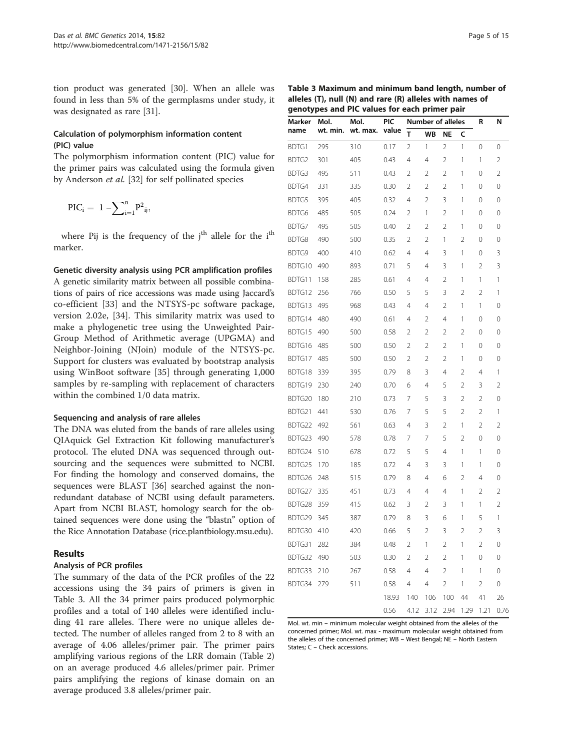tion product was generated [30]. When an allele was found in less than 5% of the germplasms under study, it was designated as rare [31].

### Calculation of polymorphism information content (PIC) value

The polymorphism information content (PIC) value for the primer pairs was calculated using the formula given by Anderson *et al.* [32] for self pollinated species

$$PIC_i = 1 - \sum_{i=1}^{n} P^2_{ij},$$

where Pij is the frequency of the j[th] allele for the i[th] marker.

### Genetic diversity analysis using PCR amplification profiles

A genetic similarity matrix between all possible combinations of pairs of rice accessions was made using Jaccard's co-efficient [33] and the NTSYS-pc software package, version 2.02e, [34]. This similarity matrix was used to make a phylogenetic tree using the Unweighted Pair-Group Method of Arithmetic average (UPGMA) and Neighbor-Joining (NJoin) module of the NTSYS-pc. Support for clusters was evaluated by bootstrap analysis using WinBoot software [35] through generating 1,000 samples by re-sampling with replacement of characters within the combined 1/0 data matrix.

### Sequencing and analysis of rare alleles

The DNA was eluted from the bands of rare alleles using QIAquick Gel Extraction Kit following manufacturer's protocol. The eluted DNA was sequenced through outsourcing and the sequences were submitted to NCBI. For finding the homology and conserved domains, the sequences were BLAST [36] searched against the non-redundant database of NCBI using default parameters. Apart from NCBI BLAST, homology search for the obtained sequences were done using the "blastn" option of the Rice Annotation Database (rice.plantbiology.msu.edu).

## Results

### Analysis of PCR profiles

The summary of the data of the PCR profiles of the 22 accessions using the 34 pairs of primers is given in Table 3. All the 34 primer pairs produced polymorphic profiles and a total of 140 alleles were identified including 41 rare alleles. There were no unique alleles detected. The number of alleles ranged from 2 to 8 with an average of 4.06 alleles/primer pair. The primer pairs amplifying various regions of the LRR domain (Table 2) on an average produced 4.6 alleles/primer pair. Primer pairs amplifying the regions of kinase domain on an average produced 3.8 alleles/primer pair.

**Table 3 Maximum and minimum band length, number of alleles (T), null (N) and rare (R) alleles with names of genotypes and PIC values for each primer pair**

| Marker name | Mol. wt. min. | Mol. wt. max. | PIC value | Number of alleles | | | | R | N |
|---|---|---|---|---|---|---|---|---|---|
| | | | | T | WB | NE | C | | |
| BDTG1 | 295 | 310 | 0.17 | 2 | 1 | 2 | 1 | 0 | 0 |
| BDTG2 | 301 | 405 | 0.43 | 4 | 4 | 2 | 1 | 1 | 2 |
| BDTG3 | 495 | 511 | 0.43 | 2 | 2 | 2 | 1 | 0 | 2 |
| BDTG4 | 331 | 335 | 0.30 | 2 | 2 | 2 | 1 | 0 | 0 |
| BDTG5 | 395 | 405 | 0.32 | 4 | 2 | 3 | 1 | 0 | 0 |
| BDTG6 | 485 | 505 | 0.24 | 2 | 1 | 2 | 1 | 0 | 0 |
| BDTG7 | 495 | 505 | 0.40 | 2 | 2 | 2 | 1 | 0 | 0 |
| BDTG8 | 490 | 500 | 0.35 | 2 | 2 | 1 | 2 | 0 | 0 |
| BDTG9 | 400 | 410 | 0.62 | 4 | 4 | 3 | 1 | 0 | 3 |
| BDTG10 | 490 | 893 | 0.71 | 5 | 4 | 3 | 1 | 2 | 3 |
| BDTG11 | 158 | 285 | 0.61 | 4 | 4 | 2 | 1 | 1 | 1 |
| BDTG12 | 256 | 766 | 0.50 | 5 | 5 | 3 | 2 | 2 | 1 |
| BDTG13 | 495 | 968 | 0.43 | 4 | 4 | 2 | 1 | 1 | 0 |
| BDTG14 | 480 | 490 | 0.61 | 4 | 2 | 4 | 1 | 0 | 0 |
| BDTG15 | 490 | 500 | 0.58 | 2 | 2 | 2 | 2 | 0 | 0 |
| BDTG16 | 485 | 500 | 0.50 | 2 | 2 | 2 | 1 | 0 | 0 |
| BDTG17 | 485 | 500 | 0.50 | 2 | 2 | 2 | 1 | 0 | 0 |
| BDTG18 | 339 | 395 | 0.79 | 8 | 3 | 4 | 2 | 4 | 1 |
| BDTG19 | 230 | 240 | 0.70 | 6 | 4 | 5 | 2 | 3 | 2 |
| BDTG20 | 180 | 210 | 0.73 | 7 | 5 | 3 | 2 | 2 | 0 |
| BDTG21 | 441 | 530 | 0.76 | 7 | 5 | 5 | 2 | 2 | 1 |
| BDTG22 | 492 | 561 | 0.63 | 4 | 3 | 2 | 1 | 2 | 2 |
| BDTG23 | 490 | 578 | 0.78 | 7 | 7 | 5 | 2 | 0 | 0 |
| BDTG24 | 510 | 678 | 0.72 | 5 | 5 | 4 | 1 | 1 | 0 |
| BDTG25 | 170 | 185 | 0.72 | 4 | 3 | 3 | 1 | 1 | 0 |
| BDTG26 | 248 | 515 | 0.79 | 8 | 4 | 6 | 2 | 4 | 0 |
| BDTG27 | 335 | 451 | 0.73 | 4 | 4 | 4 | 1 | 2 | 2 |
| BDTG28 | 359 | 415 | 0.62 | 3 | 2 | 3 | 1 | 1 | 2 |
| BDTG29 | 345 | 387 | 0.79 | 8 | 3 | 6 | 1 | 5 | 1 |
| BDTG30 | 410 | 420 | 0.66 | 5 | 2 | 3 | 2 | 2 | 3 |
| BDTG31 | 282 | 384 | 0.48 | 2 | 1 | 2 | 1 | 2 | 0 |
| BDTG32 | 490 | 503 | 0.30 | 2 | 2 | 2 | 1 | 0 | 0 |
| BDTG33 | 210 | 267 | 0.58 | 4 | 4 | 2 | 1 | 1 | 0 |
| BDTG34 | 279 | 511 | 0.58 | 4 | 4 | 2 | 1 | 2 | 0 |
| | | | 18.93 | 140 | 106 | 100 | 44 | 41 | 26 |
| | | | 0.56 | 4.12 | 3.12 | 2.94 | 1.29 | 1.21 | 0.76 |

Mol. wt. min – minimum molecular weight obtained from the alleles of the concerned primer; Mol. wt. max - maximum molecular weight obtained from the alleles of the concerned primer; WB – West Bengal; NE – North Eastern States; C – Check accessions.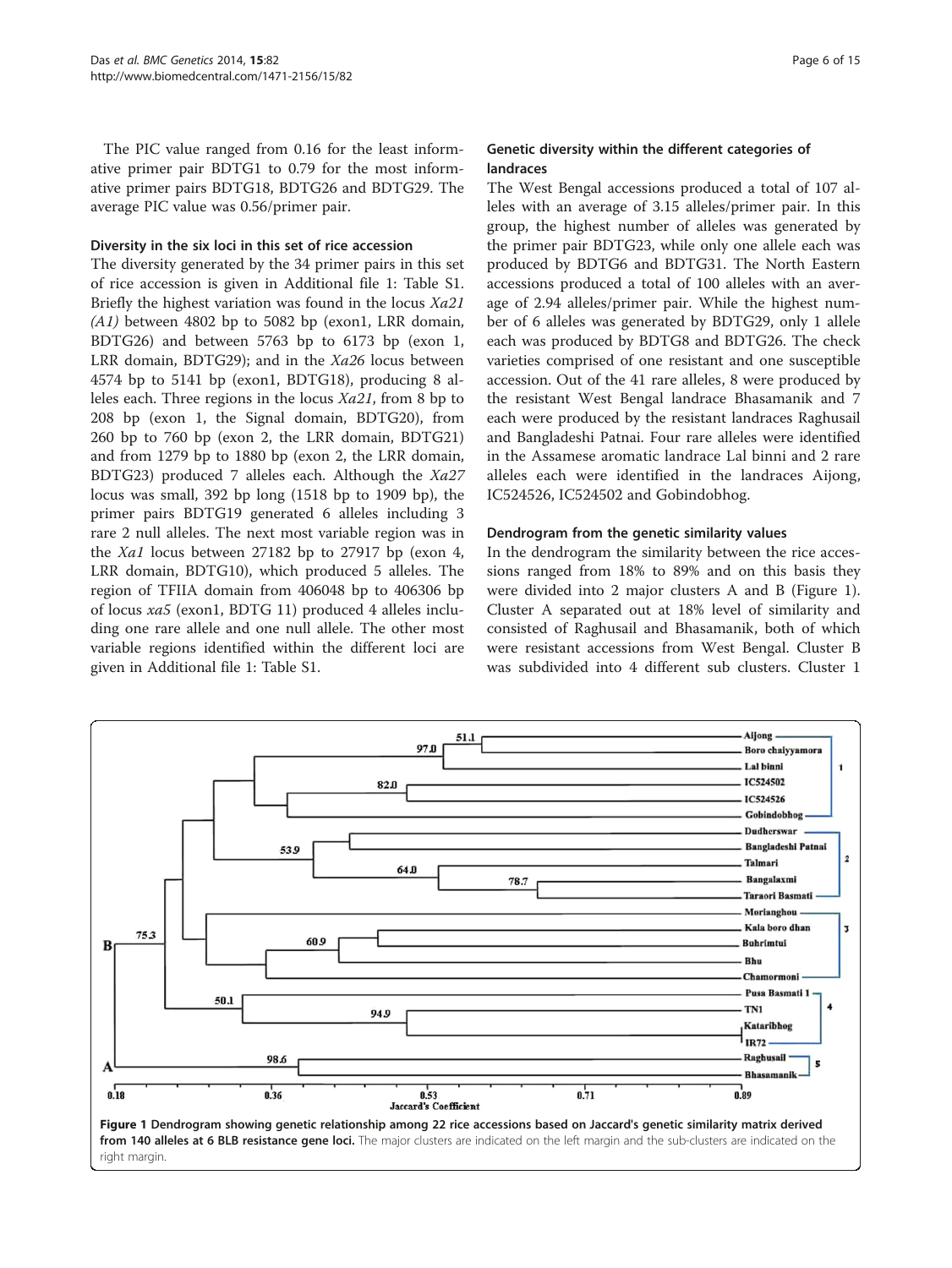The PIC value ranged from 0.16 for the least informative primer pair BDTG1 to 0.79 for the most informative primer pairs BDTG18, BDTG26 and BDTG29. The average PIC value was 0.56/primer pair.

### Diversity in the six loci in this set of rice accession

The diversity generated by the 34 primer pairs in this set of rice accession is given in Additional file 1: Table S1. Briefly the highest variation was found in the locus *Xa21 (A1)* between 4802 bp to 5082 bp (exon1, LRR domain, BDTG26) and between 5763 bp to 6173 bp (exon 1, LRR domain, BDTG29); and in the *Xa26* locus between 4574 bp to 5141 bp (exon1, BDTG18), producing 8 alleles each. Three regions in the locus *Xa21*, from 8 bp to 208 bp (exon 1, the Signal domain, BDTG20), from 260 bp to 760 bp (exon 2, the LRR domain, BDTG21) and from 1279 bp to 1880 bp (exon 2, the LRR domain, BDTG23) produced 7 alleles each. Although the *Xa27* locus was small, 392 bp long (1518 bp to 1909 bp), the primer pairs BDTG19 generated 6 alleles including 3 rare 2 null alleles. The next most variable region was in the *Xa1* locus between 27182 bp to 27917 bp (exon 4, LRR domain, BDTG10), which produced 5 alleles. The region of TFIIA domain from 406048 bp to 406306 bp of locus *xa5* (exon1, BDTG 11) produced 4 alleles including one rare allele and one null allele. The other most variable regions identified within the different loci are given in Additional file 1: Table S1.

### Genetic diversity within the different categories of landraces

The West Bengal accessions produced a total of 107 alleles with an average of 3.15 alleles/primer pair. In this group, the highest number of alleles was generated by the primer pair BDTG23, while only one allele each was produced by BDTG6 and BDTG31. The North Eastern accessions produced a total of 100 alleles with an average of 2.94 alleles/primer pair. While the highest number of 6 alleles was generated by BDTG29, only 1 allele each was produced by BDTG8 and BDTG26. The check varieties comprised of one resistant and one susceptible accession. Out of the 41 rare alleles, 8 were produced by the resistant West Bengal landrace Bhasamanik and 7 each were produced by the resistant landraces Raghusail and Bangladeshi Patnai. Four rare alleles were identified in the Assamese aromatic landrace Lal binni and 2 rare alleles each were identified in the landraces Aijong, IC524526, IC524502 and Gobindobhog.

### Dendrogram from the genetic similarity values

In the dendrogram the similarity between the rice accessions ranged from 18% to 89% and on this basis they were divided into 2 major clusters A and B (Figure 1). Cluster A separated out at 18% level of similarity and consisted of Raghusail and Bhasamanik, both of which were resistant accessions from West Bengal. Cluster B was subdivided into 4 different sub clusters. Cluster 1

**Figure 1 Dendrogram showing genetic relationship among 22 rice accessions based on Jaccard's genetic similarity matrix derived from 140 alleles at 6 BLB resistance gene loci.** The major clusters are indicated on the left margin and the sub-clusters are indicated on the right margin.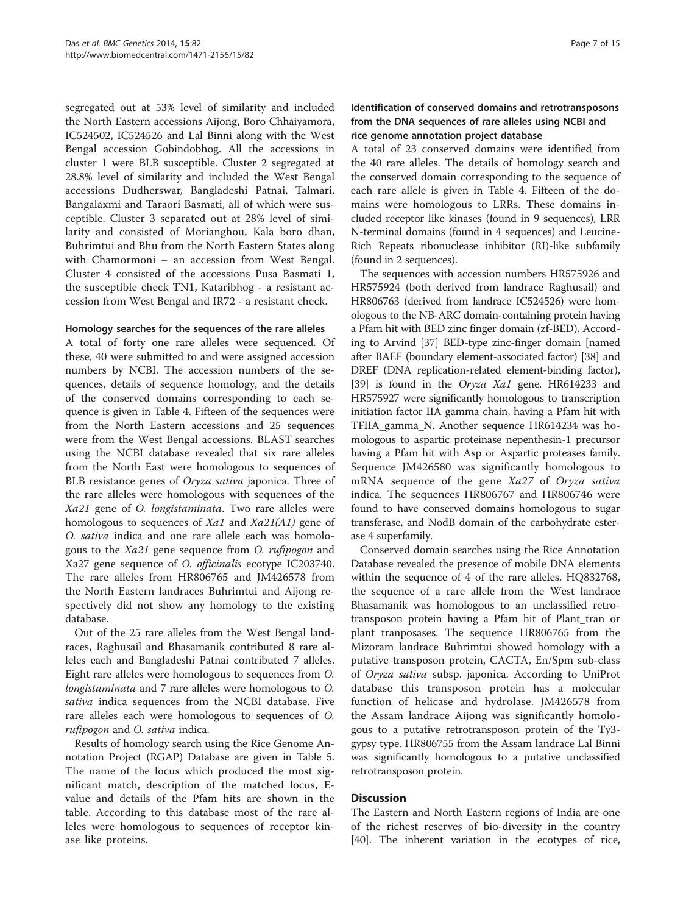segregated out at 53% level of similarity and included the North Eastern accessions Aijong, Boro Chhaiyamora, IC524502, IC524526 and Lal Binni along with the West Bengal accession Gobindobhog. All the accessions in cluster 1 were BLB susceptible. Cluster 2 segregated at 28.8% level of similarity and included the West Bengal accessions Dudherswar, Bangladeshi Patnai, Talmari, Bangalaxmi and Taraori Basmati, all of which were susceptible. Cluster 3 separated out at 28% level of similarity and consisted of Morianghou, Kala boro dhan, Buhrimtui and Bhu from the North Eastern States along with Chamormoni – an accession from West Bengal. Cluster 4 consisted of the accessions Pusa Basmati 1, the susceptible check TN1, Kataribhog - a resistant accession from West Bengal and IR72 - a resistant check.

#### Homology searches for the sequences of the rare alleles

A total of forty one rare alleles were sequenced. Of these, 40 were submitted to and were assigned accession numbers by NCBI. The accession numbers of the sequences, details of sequence homology, and the details of the conserved domains corresponding to each sequence is given in Table 4. Fifteen of the sequences were from the North Eastern accessions and 25 sequences were from the West Bengal accessions. BLAST searches using the NCBI database revealed that six rare alleles from the North East were homologous to sequences of BLB resistance genes of *Oryza sativa* japonica. Three of the rare alleles were homologous with sequences of the *Xa21* gene of *O. longistaminata*. Two rare alleles were homologous to sequences of *Xa1* and *Xa21(A1)* gene of *O. sativa* indica and one rare allele each was homologous to the *Xa21* gene sequence from *O. rufipogon* and Xa27 gene sequence of *O. officinalis* ecotype IC203740. The rare alleles from HR806765 and JM426578 from the North Eastern landraces Buhrimtui and Aijong respectively did not show any homology to the existing database.

Out of the 25 rare alleles from the West Bengal landraces, Raghusail and Bhasamanik contributed 8 rare alleles each and Bangladeshi Patnai contributed 7 alleles. Eight rare alleles were homologous to sequences from *O. longistaminata* and 7 rare alleles were homologous to *O. sativa* indica sequences from the NCBI database. Five rare alleles each were homologous to sequences of *O. rufipogon* and *O. sativa* indica.

Results of homology search using the Rice Genome Annotation Project (RGAP) Database are given in Table 5. The name of the locus which produced the most significant match, description of the matched locus, E-value and details of the Pfam hits are shown in the table. According to this database most of the rare alleles were homologous to sequences of receptor kinase like proteins.

#### Identification of conserved domains and retrotransposons from the DNA sequences of rare alleles using NCBI and rice genome annotation project database

A total of 23 conserved domains were identified from the 40 rare alleles. The details of homology search and the conserved domain corresponding to the sequence of each rare allele is given in Table 4. Fifteen of the domains were homologous to LRRs. These domains included receptor like kinases (found in 9 sequences), LRR N-terminal domains (found in 4 sequences) and Leucine-Rich Repeats ribonuclease inhibitor (RI)-like subfamily (found in 2 sequences).

The sequences with accession numbers HR575926 and HR575924 (both derived from landrace Raghusail) and HR806763 (derived from landrace IC524526) were homologous to the NB-ARC domain-containing protein having a Pfam hit with BED zinc finger domain (zf-BED). According to Arvind [37] BED-type zinc-finger domain [named after BAEF (boundary element-associated factor) [38] and DREF (DNA replication-related element-binding factor), [39] is found in the *Oryza Xa1* gene. HR614233 and HR575927 were significantly homologous to transcription initiation factor IIA gamma chain, having a Pfam hit with TFIIA_gamma_N. Another sequence HR614234 was homologous to aspartic proteinase nepenthesin-1 precursor having a Pfam hit with Asp or Aspartic proteases family. Sequence JM426580 was significantly homologous to mRNA sequence of the gene *Xa27* of *Oryza sativa* indica. The sequences HR806767 and HR806746 were found to have conserved domains homologous to sugar transferase, and NodB domain of the carbohydrate esterase 4 superfamily.

Conserved domain searches using the Rice Annotation Database revealed the presence of mobile DNA elements within the sequence of 4 of the rare alleles. HQ832768, the sequence of a rare allele from the West landrace Bhasamanik was homologous to an unclassified retrotransposon protein having a Pfam hit of Plant_tran or plant tranposases. The sequence HR806765 from the Mizoram landrace Buhrimtui showed homology with a putative transposon protein, CACTA, En/Spm sub-class of *Oryza sativa* subsp. japonica. According to UniProt database this transposon protein has a molecular function of helicase and hydrolase. JM426578 from the Assam landrace Aijong was significantly homologous to a putative retrotransposon protein of the Ty3-gypsy type. HR806755 from the Assam landrace Lal Binni was significantly homologous to a putative unclassified retrotransposon protein.

## Discussion

The Eastern and North Eastern regions of India are one of the richest reserves of bio-diversity in the country [40]. The inherent variation in the ecotypes of rice,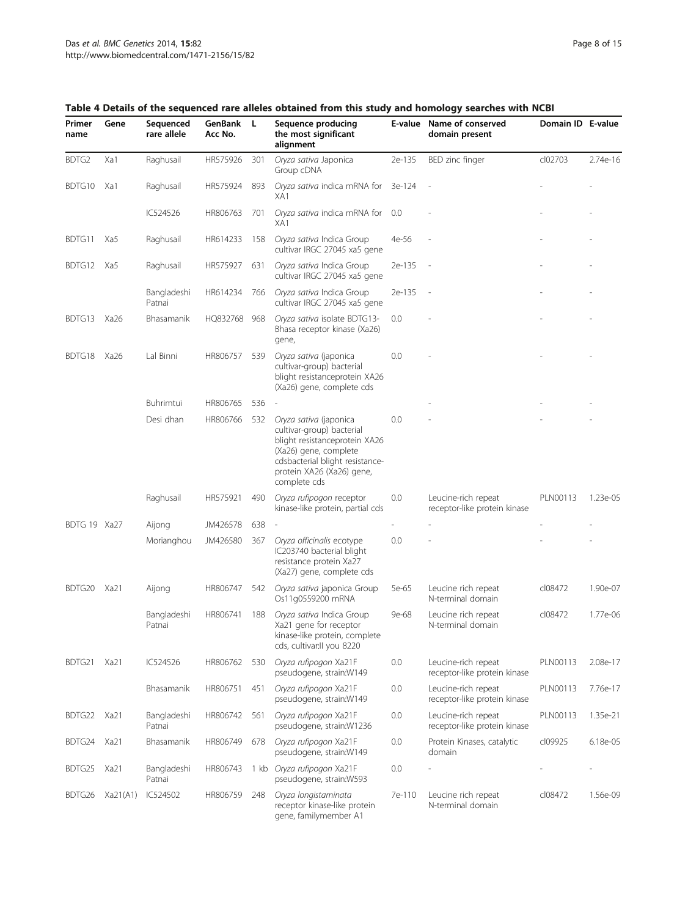**Table 4 Details of the sequenced rare alleles obtained from this study and homology searches with NCBI**

| Primer name | Gene | Sequenced rare allele | GenBank Acc No. | L | Sequence producing the most significant alignment | E-value | Name of conserved domain present | Domain ID | E-value |
|---|---|---|---|---|---|---|---|---|---|
| BDTG2 | Xa1 | Raghusail | HR575926 | 301 | *Oryza sativa* Japonica Group cDNA | 2e-135 | BED zinc finger | cl02703 | 2.74e-16 |
| BDTG10 | Xa1 | Raghusail | HR575924 | 893 | *Oryza sativa* indica mRNA for XA1 | 3e-124 | - | - | - |
| | | IC524526 | HR806763 | 701 | *Oryza sativa* indica mRNA for XA1 | 0.0 | - | - | - |
| BDTG11 | Xa5 | Raghusail | HR614233 | 158 | *Oryza sativa* Indica Group cultivar IRGC 27045 xa5 gene | 4e-56 | - | - | - |
| BDTG12 | Xa5 | Raghusail | HR575927 | 631 | *Oryza sativa* Indica Group cultivar IRGC 27045 xa5 gene | 2e-135 | - | - | - |
| | | Bangladeshi Patnai | HR614234 | 766 | *Oryza sativa* Indica Group cultivar IRGC 27045 xa5 gene | 2e-135 | - | - | - |
| BDTG13 | Xa26 | Bhasamanik | HQ832768 | 968 | *Oryza sativa* isolate BDTG13-Bhasa receptor kinase (Xa26) gene, | 0.0 | - | - | - |
| BDTG18 | Xa26 | Lal Binni | HR806757 | 539 | *Oryza sativa* (japonica cultivar-group) bacterial blight resistanceprotein XA26 (Xa26) gene, complete cds | 0.0 | - | - | - |
| | | Buhrimtui | HR806765 | 536 | - | | - | - | - |
| | | Desi dhan | HR806766 | 532 | *Oryza sativa* (japonica cultivar-group) bacterial blight resistanceprotein XA26 (Xa26) gene, complete cdsbacterial blight resistance-protein XA26 (Xa26) gene, complete cds | 0.0 | - | - | - |
| | | Raghusail | HR575921 | 490 | *Oryza rufipogon* receptor kinase-like protein, partial cds | 0.0 | Leucine-rich repeat receptor-like protein kinase | PLN00113 | 1.23e-05 |
| BDTG 19 | Xa27 | Aijong | JM426578 | 638 | - | - | - | - | - |
| | | Morianghou | JM426580 | 367 | *Oryza officinalis* ecotype IC203740 bacterial blight resistance protein Xa27 (Xa27) gene, complete cds | 0.0 | - | - | - |
| BDTG20 | Xa21 | Aijong | HR806747 | 542 | *Oryza sativa* japonica Group Os11g0559200 mRNA | 5e-65 | Leucine rich repeat N-terminal domain | cl08472 | 1.90e-07 |
| | | Bangladeshi Patnai | HR806741 | 188 | *Oryza sativa* Indica Group Xa21 gene for receptor kinase-like protein, complete cds, cultivar:II you 8220 | 9e-68 | Leucine rich repeat N-terminal domain | cl08472 | 1.77e-06 |
| BDTG21 | Xa21 | IC524526 | HR806762 | 530 | *Oryza rufipogon* Xa21F pseudogene, strain:W149 | 0.0 | Leucine-rich repeat receptor-like protein kinase | PLN00113 | 2.08e-17 |
| | | Bhasamanik | HR806751 | 451 | *Oryza rufipogon* Xa21F pseudogene, strain:W149 | 0.0 | Leucine-rich repeat receptor-like protein kinase | PLN00113 | 7.76e-17 |
| BDTG22 | Xa21 | Bangladeshi Patnai | HR806742 | 561 | *Oryza rufipogon* Xa21F pseudogene, strain:W1236 | 0.0 | Leucine-rich repeat receptor-like protein kinase | PLN00113 | 1.35e-21 |
| BDTG24 | Xa21 | Bhasamanik | HR806749 | 678 | *Oryza rufipogon* Xa21F pseudogene, strain:W149 | 0.0 | Protein Kinases, catalytic domain | cl09925 | 6.18e-05 |
| BDTG25 | Xa21 | Bangladeshi Patnai | HR806743 | 1 kb | *Oryza rufipogon* Xa21F pseudogene, strain:W593 | 0.0 | - | - | - |
| BDTG26 | Xa21(A1) | IC524502 | HR806759 | 248 | *Oryza longistaminata* receptor kinase-like protein gene, familymember A1 | 7e-110 | Leucine rich repeat N-terminal domain | cl08472 | 1.56e-09 |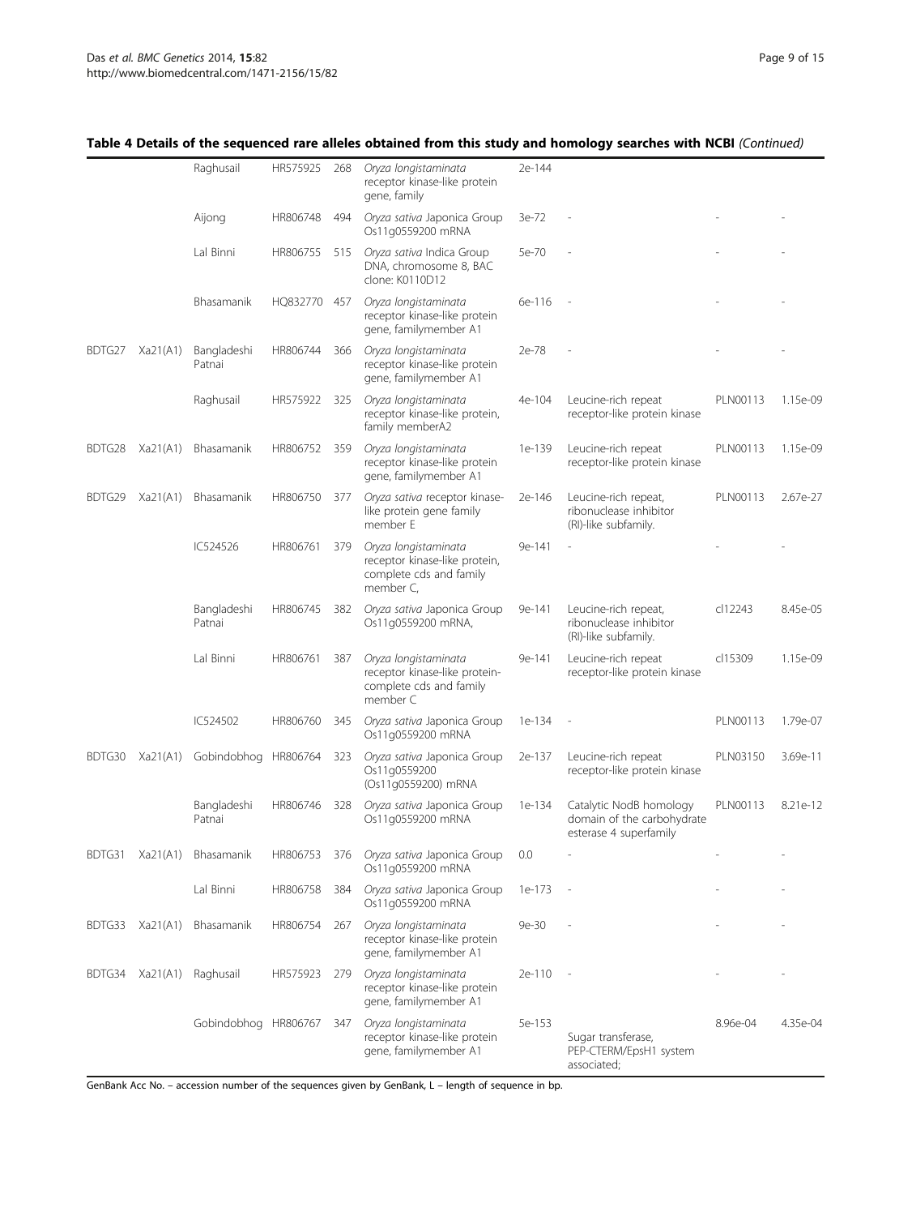## Table 4 Details of the sequenced rare alleles obtained from this study and homology searches with NCBI *(Continued)*

| | | | | | | | | | |
|---|---|---|---|---|---|---|---|---|---|
| | | Raghusail | HR575925 | 268 | *Oryza longistaminata* receptor kinase-like protein gene, family | 2e-144 | | | |
| | | Aijong | HR806748 | 494 | *Oryza sativa* Japonica Group Os11g0559200 mRNA | 3e-72 | - | - | - |
| | | Lal Binni | HR806755 | 515 | *Oryza sativa* Indica Group DNA, chromosome 8, BAC clone: K0110D12 | 5e-70 | - | - | - |
| | | Bhasamanik | HQ832770 | 457 | *Oryza longistaminata* receptor kinase-like protein gene, familymember A1 | 6e-116 | - | - | - |
| BDTG27 | Xa21(A1) | Bangladeshi Patnai | HR806744 | 366 | *Oryza longistaminata* receptor kinase-like protein gene, familymember A1 | 2e-78 | - | - | - |
| | | Raghusail | HR575922 | 325 | *Oryza longistaminata* receptor kinase-like protein, family memberA2 | 4e-104 | Leucine-rich repeat receptor-like protein kinase | PLN00113 | 1.15e-09 |
| BDTG28 | Xa21(A1) | Bhasamanik | HR806752 | 359 | *Oryza longistaminata* receptor kinase-like protein gene, familymember A1 | 1e-139 | Leucine-rich repeat receptor-like protein kinase | PLN00113 | 1.15e-09 |
| BDTG29 | Xa21(A1) | Bhasamanik | HR806750 | 377 | *Oryza sativa* receptor kinase-like protein gene family member E | 2e-146 | Leucine-rich repeat, ribonuclease inhibitor (RI)-like subfamily. | PLN00113 | 2.67e-27 |
| | | IC524526 | HR806761 | 379 | *Oryza longistaminata* receptor kinase-like protein, complete cds and family member C, | 9e-141 | - | - | - |
| | | Bangladeshi Patnai | HR806745 | 382 | *Oryza sativa* Japonica Group Os11g0559200 mRNA, | 9e-141 | Leucine-rich repeat, ribonuclease inhibitor (RI)-like subfamily. | cl12243 | 8.45e-05 |
| | | Lal Binni | HR806761 | 387 | *Oryza longistaminata* receptor kinase-like protein-complete cds and family member C | 9e-141 | Leucine-rich repeat receptor-like protein kinase | cl15309 | 1.15e-09 |
| | | IC524502 | HR806760 | 345 | *Oryza sativa* Japonica Group Os11g0559200 mRNA | 1e-134 | - | PLN00113 | 1.79e-07 |
| BDTG30 | Xa21(A1) | Gobindobhog | HR806764 | 323 | *Oryza sativa* Japonica Group Os11g0559200 (Os11g0559200) mRNA | 2e-137 | Leucine-rich repeat receptor-like protein kinase | PLN03150 | 3.69e-11 |
| | | Bangladeshi Patnai | HR806746 | 328 | *Oryza sativa* Japonica Group Os11g0559200 mRNA | 1e-134 | Catalytic NodB homology domain of the carbohydrate esterase 4 superfamily | PLN00113 | 8.21e-12 |
| BDTG31 | Xa21(A1) | Bhasamanik | HR806753 | 376 | *Oryza sativa* Japonica Group Os11g0559200 mRNA | 0.0 | - | - | - |
| | | Lal Binni | HR806758 | 384 | *Oryza sativa* Japonica Group Os11g0559200 mRNA | 1e-173 | - | - | - |
| BDTG33 | Xa21(A1) | Bhasamanik | HR806754 | 267 | *Oryza longistaminata* receptor kinase-like protein gene, familymember A1 | 9e-30 | - | - | - |
| BDTG34 | Xa21(A1) | Raghusail | HR575923 | 279 | *Oryza longistaminata* receptor kinase-like protein gene, familymember A1 | 2e-110 | - | - | - |
| | | Gobindobhog | HR806767 | 347 | *Oryza longistaminata* receptor kinase-like protein gene, familymember A1 | 5e-153 | Sugar transferase, PEP-CTERM/EpsH1 system associated; | 8.96e-04 | 4.35e-04 |

GenBank Acc No. – accession number of the sequences given by GenBank, L – length of sequence in bp.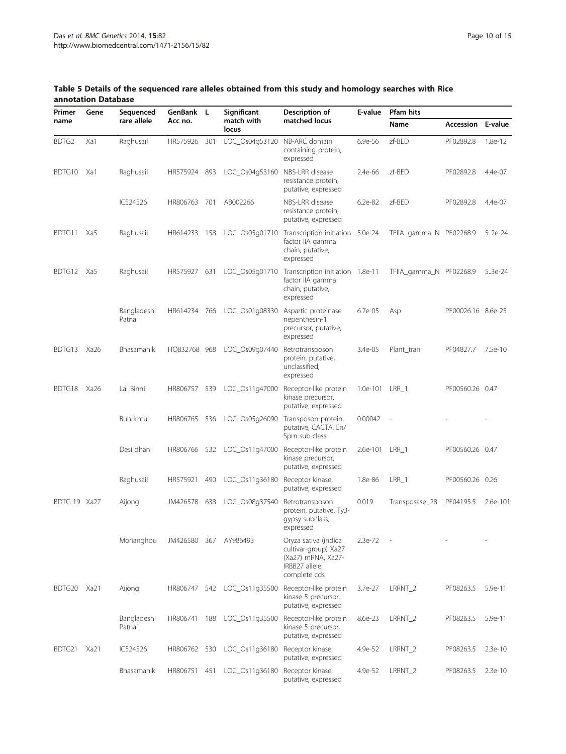**Table 5 Details of the sequenced rare alleles obtained from this study and homology searches with Rice annotation Database**

| Primer name | Gene | Sequenced rare allele | GenBank Acc no. | L | Significant match with locus | Description of matched locus | E-value | Pfam hits | | |
|---|---|---|---|---|---|---|---|---|---|---|
| | | | | | | | | Name | Accession | E-value |
| BDTG2 | Xa1 | Raghusail | HR575926 | 301 | LOC_Os04g53120 | NB-ARC domain containing protein, expressed | 6.9e-56 | zf-BED | PF02892.8 | 1.8e-12 |
| BDTG10 | Xa1 | Raghusail | HR575924 | 893 | LOC_Os04g53160 | NBS-LRR disease resistance protein, putative, expressed | 2.4e-66 | zf-BED | PF02892.8 | 4.4e-07 |
| | | IC524526 | HR806763 | 701 | AB002266 | NBS-LRR disease resistance protein, putative, expressed | 6.2e-82 | zf-BED | PF02892.8 | 4.4e-07 |
| BDTG11 | Xa5 | Raghusail | HR614233 | 158 | LOC_Os05g01710 | Transcription initiation factor IIA gamma chain, putative, expressed | 5.0e-24 | TFIIA_gamma_N | PF02268.9 | 5..2e-24 |
| BDTG12 | Xa5 | Raghusail | HR575927 | 631 | LOC_Os05g01710 | Transcription initiation factor IIA gamma chain, putative, expressed | 1.8e-11 | TFIIA_gamma_N | PF02268.9 | 5..3e-24 |
| | | Bangladeshi Patnai | HR614234 | 766 | LOC_Os01g08330 | Aspartic proteinase nepenthesin-1 precursor, putative, expressed | 6.7e-05 | Asp | PF00026.16 | 8.6e-25 |
| BDTG13 | Xa26 | Bhasamanik | HQ832768 | 968 | LOC_Os09g07440 | Retrotransposon protein, putative, unclassified, expressed | 3.4e-05 | Plant_tran | PF04827.7 | 7.5e-10 |
| BDTG18 | Xa26 | Lal Binni | HR806757 | 539 | LOC_Os11g47000 | Receptor-like protein kinase precursor, putative, expressed | 1.0e-101 | LRR_1 | PF00560.26 | 0.47 |
| | | Buhrimtui | HR806765 | 536 | LOC_Os05g26090 | Transposon protein, putative, CACTA, En/Spm sub-class | 0.00042 | - | - | - |
| | | Desi dhan | HR806766 | 532 | LOC_Os11g47000 | Receptor-like protein kinase precursor, putative, expressed | 2.6e-101 | LRR_1 | PF00560.26 | 0.47 |
| | | Raghusail | HR575921 | 490 | LOC_Os11g36180 | Receptor kinase, putative, expressed | 1.8e-86 | LRR_1 | PF00560.26 | 0.26 |
| BDTG 19 | Xa27 | Aijong | JM426578 | 638 | LOC_Os08g37540 | Retrotransposon protein, putative, Ty3-gypsy subclass, expressed | 0.019 | Transposase_28 | PF04195.5 | 2.6e-101 |
| | | Morianghou | JM426580 | 367 | AY986493 | Oryza sativa (indica cultivar-group) Xa27 (Xa27) mRNA, Xa27-IRBB27 allele, complete cds | 2.3e-72 | - | - | - |
| BDTG20 | Xa21 | Aijong | HR806747 | 542 | LOC_Os11g35500 | Receptor-like protein kinase 5 precursor, putative, expressed | 3.7e-27 | LRRNT_2 | PF08263.5 | 5.9e-11 |
| | | Bangladeshi Patnai | HR806741 | 188 | LOC_Os11g35500 | Receptor-like protein kinase 5 precursor, putative, expressed | 8.6e-23 | LRRNT_2 | PF08263.5 | 5.9e-11 |
| BDTG21 | Xa21 | IC524526 | HR806762 | 530 | LOC_Os11g36180 | Receptor kinase, putative, expressed | 4.9e-52 | LRRNT_2 | PF08263.5 | 2.3e-10 |
| | | Bhasamanik | HR806751 | 451 | LOC_Os11g36180 | Receptor kinase, putative, expressed | 4.9e-52 | LRRNT_2 | PF08263.5 | 2.3e-10 |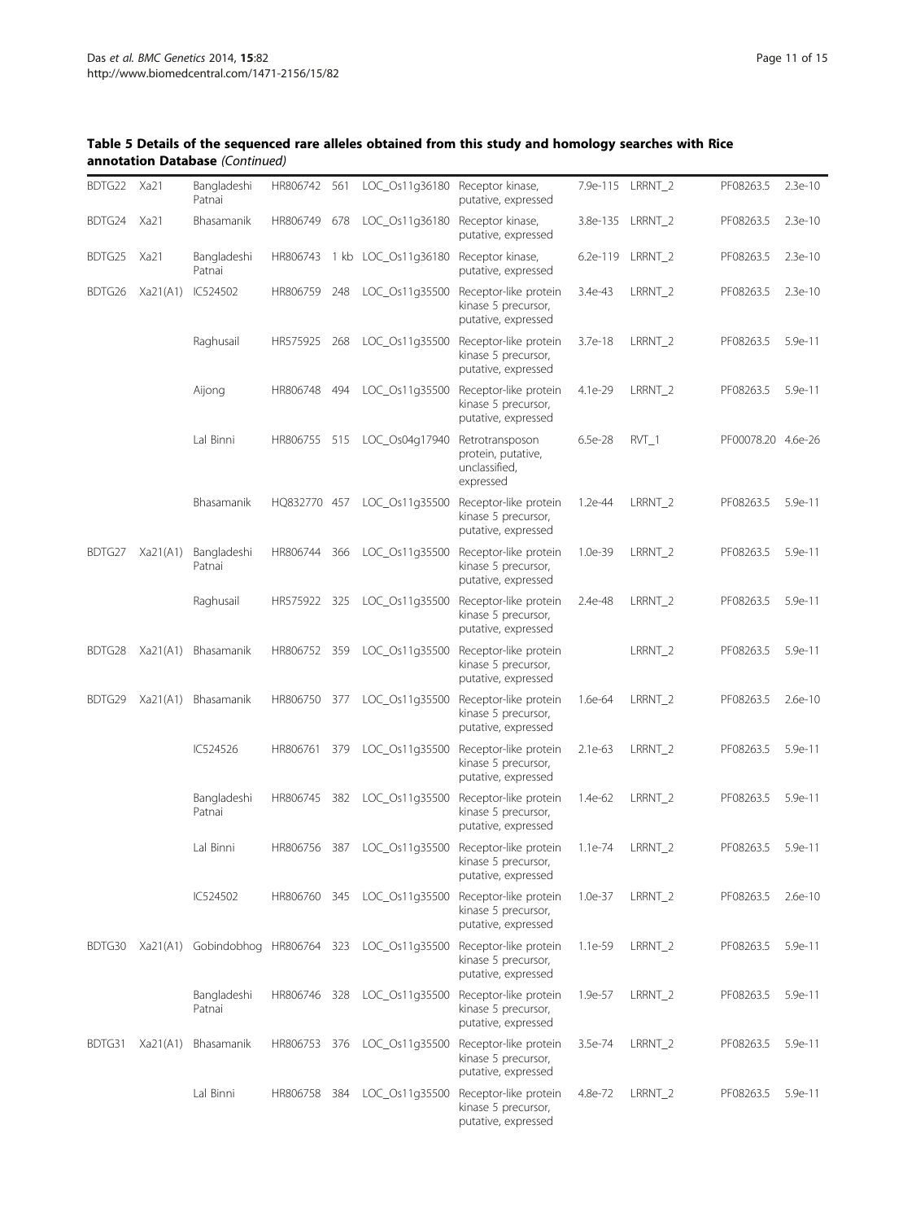**Table 5 Details of the sequenced rare alleles obtained from this study and homology searches with Rice annotation Database** *(Continued)*

| | | | | | | | | | | |
|---|---|---|---|---|---|---|---|---|---|---|
| BDTG22 | Xa21 | Bangladeshi Patnai | HR806742 | 561 | LOC_Os11g36180 | Receptor kinase, putative, expressed | 7.9e-115 | LRRNT_2 | PF08263.5 | 2.3e-10 |
| BDTG24 | Xa21 | Bhasamanik | HR806749 | 678 | LOC_Os11g36180 | Receptor kinase, putative, expressed | 3.8e-135 | LRRNT_2 | PF08263.5 | 2.3e-10 |
| BDTG25 | Xa21 | Bangladeshi Patnai | HR806743 | 1 kb | LOC_Os11g36180 | Receptor kinase, putative, expressed | 6.2e-119 | LRRNT_2 | PF08263.5 | 2.3e-10 |
| BDTG26 | Xa21(A1) | IC524502 | HR806759 | 248 | LOC_Os11g35500 | Receptor-like protein kinase 5 precursor, putative, expressed | 3.4e-43 | LRRNT_2 | PF08263.5 | 2.3e-10 |
| | | Raghusail | HR575925 | 268 | LOC_Os11g35500 | Receptor-like protein kinase 5 precursor, putative, expressed | 3.7e-18 | LRRNT_2 | PF08263.5 | 5.9e-11 |
| | | Aijong | HR806748 | 494 | LOC_Os11g35500 | Receptor-like protein kinase 5 precursor, putative, expressed | 4.1e-29 | LRRNT_2 | PF08263.5 | 5.9e-11 |
| | | Lal Binni | HR806755 | 515 | LOC_Os04g17940 | Retrotransposon protein, putative, unclassified, expressed | 6.5e-28 | RVT_1 | PF00078.20 | 4.6e-26 |
| | | Bhasamanik | HQ832770 | 457 | LOC_Os11g35500 | Receptor-like protein kinase 5 precursor, putative, expressed | 1.2e-44 | LRRNT_2 | PF08263.5 | 5.9e-11 |
| BDTG27 | Xa21(A1) | Bangladeshi Patnai | HR806744 | 366 | LOC_Os11g35500 | Receptor-like protein kinase 5 precursor, putative, expressed | 1.0e-39 | LRRNT_2 | PF08263.5 | 5.9e-11 |
| | | Raghusail | HR575922 | 325 | LOC_Os11g35500 | Receptor-like protein kinase 5 precursor, putative, expressed | 2.4e-48 | LRRNT_2 | PF08263.5 | 5.9e-11 |
| BDTG28 | Xa21(A1) | Bhasamanik | HR806752 | 359 | LOC_Os11g35500 | Receptor-like protein kinase 5 precursor, putative, expressed | | LRRNT_2 | PF08263.5 | 5.9e-11 |
| BDTG29 | Xa21(A1) | Bhasamanik | HR806750 | 377 | LOC_Os11g35500 | Receptor-like protein kinase 5 precursor, putative, expressed | 1.6e-64 | LRRNT_2 | PF08263.5 | 2.6e-10 |
| | | IC524526 | HR806761 | 379 | LOC_Os11g35500 | Receptor-like protein kinase 5 precursor, putative, expressed | 2.1e-63 | LRRNT_2 | PF08263.5 | 5.9e-11 |
| | | Bangladeshi Patnai | HR806745 | 382 | LOC_Os11g35500 | Receptor-like protein kinase 5 precursor, putative, expressed | 1.4e-62 | LRRNT_2 | PF08263.5 | 5.9e-11 |
| | | Lal Binni | HR806756 | 387 | LOC_Os11g35500 | Receptor-like protein kinase 5 precursor, putative, expressed | 1.1e-74 | LRRNT_2 | PF08263.5 | 5.9e-11 |
| | | IC524502 | HR806760 | 345 | LOC_Os11g35500 | Receptor-like protein kinase 5 precursor, putative, expressed | 1.0e-37 | LRRNT_2 | PF08263.5 | 2.6e-10 |
| BDTG30 | Xa21(A1) | Gobindobhog | HR806764 | 323 | LOC_Os11g35500 | Receptor-like protein kinase 5 precursor, putative, expressed | 1.1e-59 | LRRNT_2 | PF08263.5 | 5.9e-11 |
| | | Bangladeshi Patnai | HR806746 | 328 | LOC_Os11g35500 | Receptor-like protein kinase 5 precursor, putative, expressed | 1.9e-57 | LRRNT_2 | PF08263.5 | 5.9e-11 |
| BDTG31 | Xa21(A1) | Bhasamanik | HR806753 | 376 | LOC_Os11g35500 | Receptor-like protein kinase 5 precursor, putative, expressed | 3.5e-74 | LRRNT_2 | PF08263.5 | 5.9e-11 |
| | | Lal Binni | HR806758 | 384 | LOC_Os11g35500 | Receptor-like protein kinase 5 precursor, putative, expressed | 4.8e-72 | LRRNT_2 | PF08263.5 | 5.9e-11 |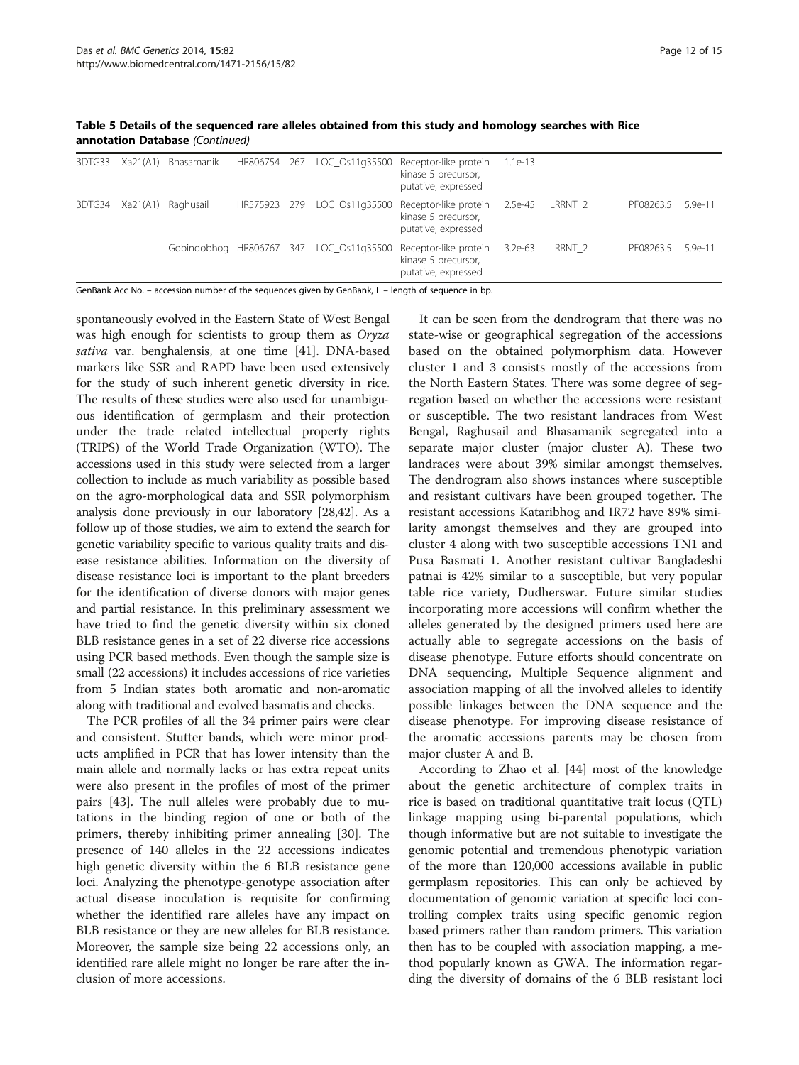**Table 5 Details of the sequenced rare alleles obtained from this study and homology searches with Rice annotation Database** *(Continued)*

| | | | | | | | | | | |
|---|---|---|---|---|---|---|---|---|---|---|
| BDTG33 | Xa21(A1) | Bhasamanik | HR806754 | 267 | LOC_Os11g35500 | Receptor-like protein kinase 5 precursor, putative, expressed | 1.1e-13 | | | |
| BDTG34 | Xa21(A1) | Raghusail | HR575923 | 279 | LOC_Os11g35500 | Receptor-like protein kinase 5 precursor, putative, expressed | 2.5e-45 | LRRNT_2 | PF08263.5 | 5.9e-11 |
| | | Gobindobhog | HR806767 | 347 | LOC_Os11g35500 | Receptor-like protein kinase 5 precursor, putative, expressed | 3.2e-63 | LRRNT_2 | PF08263.5 | 5.9e-11 |

GenBank Acc No. – accession number of the sequences given by GenBank, L – length of sequence in bp.

spontaneously evolved in the Eastern State of West Bengal was high enough for scientists to group them as *Oryza sativa* var. benghalensis, at one time [41]. DNA-based markers like SSR and RAPD have been used extensively for the study of such inherent genetic diversity in rice. The results of these studies were also used for unambiguous identification of germplasm and their protection under the trade related intellectual property rights (TRIPS) of the World Trade Organization (WTO). The accessions used in this study were selected from a larger collection to include as much variability as possible based on the agro-morphological data and SSR polymorphism analysis done previously in our laboratory [28,42]. As a follow up of those studies, we aim to extend the search for genetic variability specific to various quality traits and disease resistance abilities. Information on the diversity of disease resistance loci is important to the plant breeders for the identification of diverse donors with major genes and partial resistance. In this preliminary assessment we have tried to find the genetic diversity within six cloned BLB resistance genes in a set of 22 diverse rice accessions using PCR based methods. Even though the sample size is small (22 accessions) it includes accessions of rice varieties from 5 Indian states both aromatic and non-aromatic along with traditional and evolved basmatis and checks.

The PCR profiles of all the 34 primer pairs were clear and consistent. Stutter bands, which were minor products amplified in PCR that has lower intensity than the main allele and normally lacks or has extra repeat units were also present in the profiles of most of the primer pairs [43]. The null alleles were probably due to mutations in the binding region of one or both of the primers, thereby inhibiting primer annealing [30]. The presence of 140 alleles in the 22 accessions indicates high genetic diversity within the 6 BLB resistance gene loci. Analyzing the phenotype-genotype association after actual disease inoculation is requisite for confirming whether the identified rare alleles have any impact on BLB resistance or they are new alleles for BLB resistance. Moreover, the sample size being 22 accessions only, an identified rare allele might no longer be rare after the inclusion of more accessions.

It can be seen from the dendrogram that there was no state-wise or geographical segregation of the accessions based on the obtained polymorphism data. However cluster 1 and 3 consists mostly of the accessions from the North Eastern States. There was some degree of segregation based on whether the accessions were resistant or susceptible. The two resistant landraces from West Bengal, Raghusail and Bhasamanik segregated into a separate major cluster (major cluster A). These two landraces were about 39% similar amongst themselves. The dendrogram also shows instances where susceptible and resistant cultivars have been grouped together. The resistant accessions Kataribhog and IR72 have 89% similarity amongst themselves and they are grouped into cluster 4 along with two susceptible accessions TN1 and Pusa Basmati 1. Another resistant cultivar Bangladeshi patnai is 42% similar to a susceptible, but very popular table rice variety, Dudherswar. Future similar studies incorporating more accessions will confirm whether the alleles generated by the designed primers used here are actually able to segregate accessions on the basis of disease phenotype. Future efforts should concentrate on DNA sequencing, Multiple Sequence alignment and association mapping of all the involved alleles to identify possible linkages between the DNA sequence and the disease phenotype. For improving disease resistance of the aromatic accessions parents may be chosen from major cluster A and B.

According to Zhao et al. [44] most of the knowledge about the genetic architecture of complex traits in rice is based on traditional quantitative trait locus (QTL) linkage mapping using bi-parental populations, which though informative but are not suitable to investigate the genomic potential and tremendous phenotypic variation of the more than 120,000 accessions available in public germplasm repositories. This can only be achieved by documentation of genomic variation at specific loci controlling complex traits using specific genomic region based primers rather than random primers. This variation then has to be coupled with association mapping, a method popularly known as GWA. The information regarding the diversity of domains of the 6 BLB resistant loci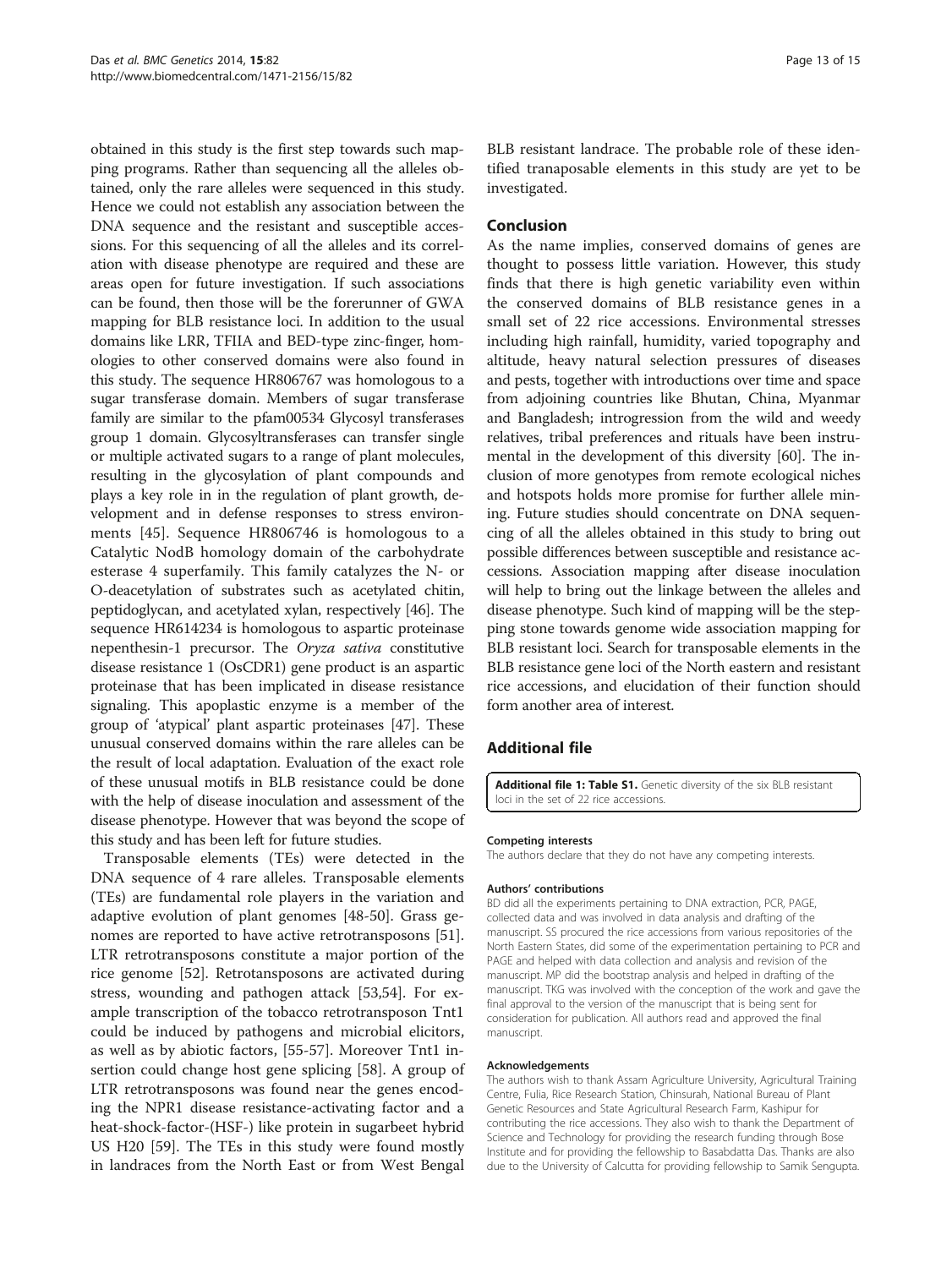obtained in this study is the first step towards such mapping programs. Rather than sequencing all the alleles obtained, only the rare alleles were sequenced in this study. Hence we could not establish any association between the DNA sequence and the resistant and susceptible accessions. For this sequencing of all the alleles and its correlation with disease phenotype are required and these are areas open for future investigation. If such associations can be found, then those will be the forerunner of GWA mapping for BLB resistance loci. In addition to the usual domains like LRR, TFIIA and BED-type zinc-finger, homologies to other conserved domains were also found in this study. The sequence HR806767 was homologous to a sugar transferase domain. Members of sugar transferase family are similar to the pfam00534 Glycosyl transferases group 1 domain. Glycosyltransferases can transfer single or multiple activated sugars to a range of plant molecules, resulting in the glycosylation of plant compounds and plays a key role in in the regulation of plant growth, development and in defense responses to stress environments [45]. Sequence HR806746 is homologous to a Catalytic NodB homology domain of the carbohydrate esterase 4 superfamily. This family catalyzes the N- or O-deacetylation of substrates such as acetylated chitin, peptidoglycan, and acetylated xylan, respectively [46]. The sequence HR614234 is homologous to aspartic proteinase nepenthesin-1 precursor. The *Oryza sativa* constitutive disease resistance 1 (OsCDR1) gene product is an aspartic proteinase that has been implicated in disease resistance signaling. This apoplastic enzyme is a member of the group of 'atypical' plant aspartic proteinases [47]. These unusual conserved domains within the rare alleles can be the result of local adaptation. Evaluation of the exact role of these unusual motifs in BLB resistance could be done with the help of disease inoculation and assessment of the disease phenotype. However that was beyond the scope of this study and has been left for future studies.

Transposable elements (TEs) were detected in the DNA sequence of 4 rare alleles. Transposable elements (TEs) are fundamental role players in the variation and adaptive evolution of plant genomes [48-50]. Grass genomes are reported to have active retrotransposons [51]. LTR retrotransposons constitute a major portion of the rice genome [52]. Retrotansposons are activated during stress, wounding and pathogen attack [53,54]. For example transcription of the tobacco retrotransposon Tnt1 could be induced by pathogens and microbial elicitors, as well as by abiotic factors, [55-57]. Moreover Tnt1 insertion could change host gene splicing [58]. A group of LTR retrotransposons was found near the genes encoding the NPR1 disease resistance-activating factor and a heat-shock-factor-(HSF-) like protein in sugarbeet hybrid US H20 [59]. The TEs in this study were found mostly in landraces from the North East or from West Bengal BLB resistant landrace. The probable role of these identified tranaposable elements in this study are yet to be investigated.

## Conclusion

As the name implies, conserved domains of genes are thought to possess little variation. However, this study finds that there is high genetic variability even within the conserved domains of BLB resistance genes in a small set of 22 rice accessions. Environmental stresses including high rainfall, humidity, varied topography and altitude, heavy natural selection pressures of diseases and pests, together with introductions over time and space from adjoining countries like Bhutan, China, Myanmar and Bangladesh; introgression from the wild and weedy relatives, tribal preferences and rituals have been instrumental in the development of this diversity [60]. The inclusion of more genotypes from remote ecological niches and hotspots holds more promise for further allele mining. Future studies should concentrate on DNA sequencing of all the alleles obtained in this study to bring out possible differences between susceptible and resistance accessions. Association mapping after disease inoculation will help to bring out the linkage between the alleles and disease phenotype. Such kind of mapping will be the stepping stone towards genome wide association mapping for BLB resistant loci. Search for transposable elements in the BLB resistance gene loci of the North eastern and resistant rice accessions, and elucidation of their function should form another area of interest.

## Additional file

**Additional file 1: Table S1.** Genetic diversity of the six BLB resistant loci in the set of 22 rice accessions.

#### Competing interests

The authors declare that they do not have any competing interests.

#### Authors' contributions

BD did all the experiments pertaining to DNA extraction, PCR, PAGE, collected data and was involved in data analysis and drafting of the manuscript. SS procured the rice accessions from various repositories of the North Eastern States, did some of the experimentation pertaining to PCR and PAGE and helped with data collection and analysis and revision of the manuscript. MP did the bootstrap analysis and helped in drafting of the manuscript. TKG was involved with the conception of the work and gave the final approval to the version of the manuscript that is being sent for consideration for publication. All authors read and approved the final manuscript.

#### Acknowledgements

The authors wish to thank Assam Agriculture University, Agricultural Training Centre, Fulia, Rice Research Station, Chinsurah, National Bureau of Plant Genetic Resources and State Agricultural Research Farm, Kashipur for contributing the rice accessions. They also wish to thank the Department of Science and Technology for providing the research funding through Bose Institute and for providing the fellowship to Basabdatta Das. Thanks are also due to the University of Calcutta for providing fellowship to Samik Sengupta.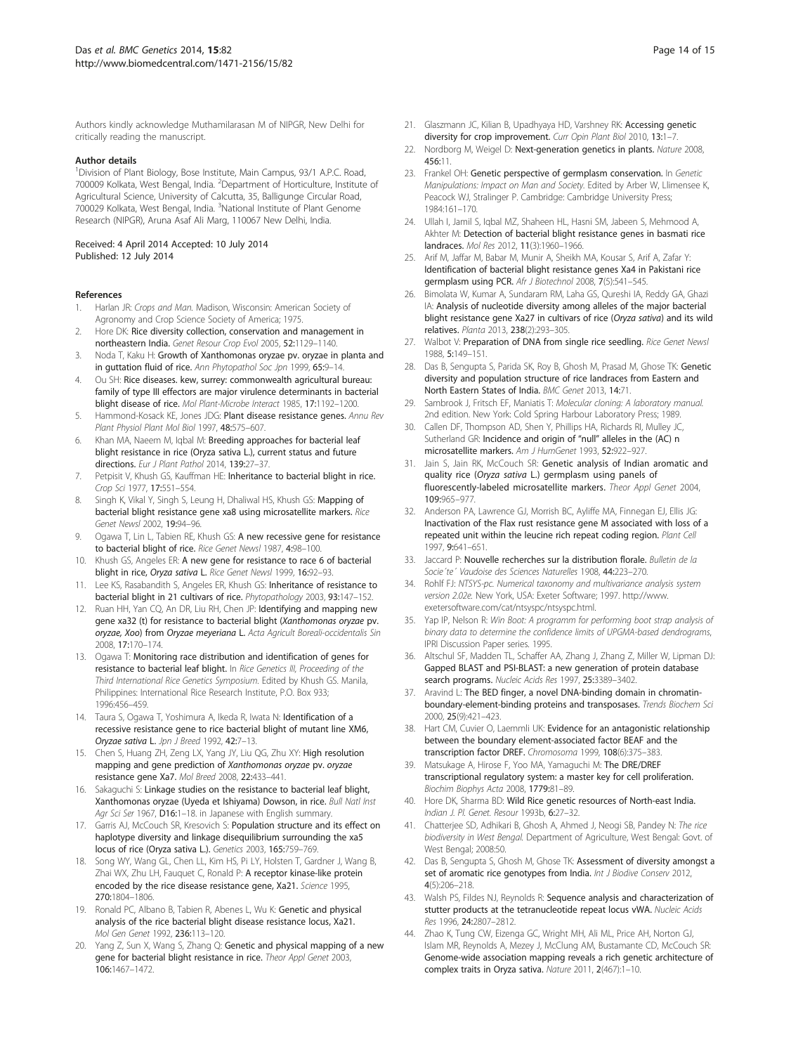Authors kindly acknowledge Muthamilarasan M of NIPGR, New Delhi for critically reading the manuscript.

#### Author details

[1]Division of Plant Biology, Bose Institute, Main Campus, 93/1 A.P.C. Road, 700009 Kolkata, West Bengal, India. [2]Department of Horticulture, Institute of Agricultural Science, University of Calcutta, 35, Ballígunge Circular Road, 700029 Kolkata, West Bengal, India. [3]National Institute of Plant Genome Research (NIPGR), Aruna Asaf Ali Marg, 110067 New Delhi, India.

Received: 4 April 2014 Accepted: 10 July 2014
Published: 12 July 2014

#### References

1. Harlan JR: *Crops and Man*. Madison, Wisconsin: American Society of Agronomy and Crop Science Society of America; 1975.
2. Hore DK: **Rice diversity collection, conservation and management in northeastern India.** *Genet Resour Crop Evol* 2005, **52:**1129–1140.
3. Noda T, Kaku H: **Growth of Xanthomonas oryzae pv. oryzae in planta and in guttation fluid of rice.** *Ann Phytopathol Soc Jpn* 1999, **65:**9–14.
4. Ou SH: **Rice diseases. kew, surrey: commonwealth agricultural bureau: family of type III effectors are major virulence determinants in bacterial blight disease of rice.** *Mol Plant-Microbe Interact* 1985, **17:**1192–1200.
5. Hammond-Kosack KE, Jones JDG: **Plant disease resistance genes.** *Annu Rev Plant Physiol Plant Mol Biol* 1997, **48:**575–607.
6. Khan MA, Naeem M, Iqbal M: **Breeding approaches for bacterial leaf blight resistance in rice (Oryza sativa L.), current status and future directions.** *Eur J Plant Pathol* 2014, **139:**27–37.
7. Petpisit V, Khush GS, Kauffman HE: **Inheritance to bacterial blight in rice.** *Crop Sci* 1977, **17:**551–554.
8. Singh K, Vikal Y, Singh S, Leung H, Dhaliwal HS, Khush GS: **Mapping of bacterial blight resistance gene xa8 using microsatellite markers.** *Rice Genet Newsl* 2002, **19:**94–96.
9. Ogawa T, Lin L, Tabien RE, Khush GS: **A new recessive gene for resistance to bacterial blight of rice.** *Rice Genet Newsl* 1987, **4:**98–100.
10. Khush GS, Angeles ER: **A new gene for resistance to race 6 of bacterial blight in rice, *Oryza sativa* L.** *Rice Genet Newsl* 1999, **16:**92–93.
11. Lee KS, Rasabandith S, Angeles ER, Khush GS: **Inheritance of resistance to bacterial blight in 21 cultivars of rice.** *Phytopathology* 2003, **93:**147–152.
12. Ruan HH, Yan CQ, An DR, Liu RH, Chen JP: **Identifying and mapping new gene xa32 (t) for resistance to bacterial blight (*Xanthomonas oryzae* pv. *oryzae*, *Xoo*) from *Oryzae meyeriana* L.** *Acta Agricult Boreali-occidentalis Sin* 2008, **17:**170–174.
13. Ogawa T: **Monitoring race distribution and identification of genes for resistance to bacterial leaf blight.** In *Rice Genetics III, Proceeding of the Third International Rice Genetics Symposium*. Edited by Khush GS. Manila, Philippines: International Rice Research Institute, P.O. Box 933; 1996:456–459.
14. Taura S, Ogawa T, Yoshimura A, Ikeda R, Iwata N: **Identification of a recessive resistance gene to rice bacterial blight of mutant line XM6, *Oryzae sativa* L.** *Jpn J Breed* 1992, **42:**7–13.
15. Chen S, Huang ZH, Zeng LX, Yang JY, Liu QG, Zhu XY: **High resolution mapping and gene prediction of *Xanthomonas oryzae* pv. *oryzae* resistance gene Xa7.** *Mol Breed* 2008, **22:**433–441.
16. Sakaguchi S: **Linkage studies on the resistance to bacterial leaf blight, Xanthomonas oryzae (Uyeda et Ishiyama) Dowson, in rice.** *Bull Natl Inst Agr Sci Ser* 1967, **D16:**1–18. in Japanese with English summary.
17. Garris AJ, McCouch SR, Kresovich S: **Population structure and its effect on haplotype diversity and linkage disequilibrium surrounding the xa5 locus of rice (Oryza sativa L.).** *Genetics* 2003, **165:**759–769.
18. Song WY, Wang GL, Chen LL, Kim HS, Pi LY, Holsten T, Gardner J, Wang B, Zhai WX, Zhu LH, Fauquet C, Ronald P: **A receptor kinase-like protein encoded by the rice disease resistance gene, Xa21.** *Science* 1995, **270:**1804–1806.
19. Ronald PC, Albano B, Tabien R, Abenes L, Wu K: **Genetic and physical analysis of the rice bacterial blight disease resistance locus, Xa21.** *Mol Gen Genet* 1992, **236:**113–120.
20. Yang Z, Sun X, Wang S, Zhang Q: **Genetic and physical mapping of a new gene for bacterial blight resistance in rice.** *Theor Appl Genet* 2003, **106:**1467–1472.
21. Glaszmann JC, Kilian B, Upadhyaya HD, Varshney RK: **Accessing genetic diversity for crop improvement.** *Curr Opin Plant Biol* 2010, **13:**1–7.
22. Nordborg M, Weigel D: **Next-generation genetics in plants.** *Nature* 2008, **456:**11.
23. Frankel OH: **Genetic perspective of germplasm conservation.** In *Genetic Manipulations: Impact on Man and Society*. Edited by Arber W, Llimensee K, Peacock WJ, Stralinger P. Cambridge: Cambridge University Press; 1984:161–170.
24. Ullah I, Jamil S, Iqbal MZ, Shaheen HL, Hasni SM, Jabeen S, Mehmood A, Akhter M: **Detection of bacterial blight resistance genes in basmati rice landraces.** *Mol Res* 2012, **11**(3):1960–1966.
25. Arif M, Jaffar M, Babar M, Munir A, Sheikh MA, Kousar S, Arif A, Zafar Y: **Identification of bacterial blight resistance genes Xa4 in Pakistani rice germplasm using PCR.** *Afr J Biotechnol* 2008, **7**(5):541–545.
26. Bimolata W, Kumar A, Sundaram RM, Laha GS, Qureshi IA, Reddy GA, Ghazi IA: **Analysis of nucleotide diversity among alleles of the major bacterial blight resistance gene Xa27 in cultivars of rice (*Oryza sativa*) and its wild relatives.** *Planta* 2013, **238**(2):293–305.
27. Walbot V: **Preparation of DNA from single rice seedling.** *Rice Genet Newsl* 1988, **5:**149–151.
28. Das B, Sengupta S, Parida SK, Roy B, Ghosh M, Prasad M, Ghose TK: **Genetic diversity and population structure of rice landraces from Eastern and North Eastern States of India.** *BMC Genet* 2013, **14:**71.
29. Sambrook J, Fritsch EF, Maniatis T: *Molecular cloning: A laboratory manual*. 2nd edition. New York: Cold Spring Harbour Laboratory Press; 1989.
30. Callen DF, Thompson AD, Shen Y, Phillips HA, Richards RI, Mulley JC, Sutherland GR: **Incidence and origin of "null" alleles in the (AC) n microsatellite markers.** *Am J HumGenet* 1993, **52:**922–927.
31. Jain S, Jain RK, McCouch SR: **Genetic analysis of Indian aromatic and quality rice (*Oryza sativa* L.) germplasm using panels of fluorescently-labeled microsatellite markers.** *Theor Appl Genet* 2004, **109:**965–977.
32. Anderson PA, Lawrence GJ, Morrish BC, Ayliffe MA, Finnegan EJ, Ellis JG: **Inactivation of the Flax rust resistance gene M associated with loss of a repeated unit within the leucine rich repeat coding region.** *Plant Cell* 1997, **9:**641–651.
33. Jaccard P: **Nouvelle recherches sur la distribution florale.** *Bulletin de la Socie´te´ Vaudoise des Sciences Naturelles* 1908, **44:**223–270.
34. Rohlf FJ: *NTSYS-pc. Numerical taxonomy and multivariance analysis system version 2.02e*. New York, USA: Exeter Software; 1997. http://www.exetersoftware.com/cat/ntsyspc/ntsyspc.html.
35. Yap IP, Nelson R: *Win Boot: A programm for performing boot strap analysis of binary data to determine the confidence limits of UPGMA-based dendrograms*, IPRI Discussion Paper series. 1995.
36. Altschul SF, Madden TL, Schaffer AA, Zhang J, Zhang Z, Miller W, Lipman DJ: **Gapped BLAST and PSI-BLAST: a new generation of protein database search programs.** *Nucleic Acids Res* 1997, **25:**3389–3402.
37. Aravind L: **The BED finger, a novel DNA-binding domain in chromatin-boundary-element-binding proteins and transposases.** *Trends Biochem Sci* 2000, **25**(9):421–423.
38. Hart CM, Cuvier O, Laemmli UK: **Evidence for an antagonistic relationship between the boundary element-associated factor BEAF and the transcription factor DREF.** *Chromosoma* 1999, **108**(6):375–383.
39. Matsukage A, Hirose F, Yoo MA, Yamaguchi M: **The DRE/DREF transcriptional regulatory system: a master key for cell proliferation.** *Biochim Biophys Acta* 2008, **1779:**81–89.
40. Hore DK, Sharma BD: **Wild Rice genetic resources of North-east India.** *Indian J. Pl. Genet. Resour* 1993b, **6:**27–32.
41. Chatterjee SD, Adhikari B, Ghosh A, Ahmed J, Neogi SB, Pandey N: *The rice biodiversity in West Bengal*. Department of Agriculture, West Bengal: Govt. of West Bengal; 2008:50.
42. Das B, Sengupta S, Ghosh M, Ghose TK: **Assessment of diversity amongst a set of aromatic rice genotypes from India.** *Int J Biodive Conserv* 2012, **4**(5):206–218.
43. Walsh PS, Fildes NJ, Reynolds R: **Sequence analysis and characterization of stutter products at the tetranucleotide repeat locus vWA.** *Nucleic Acids Res* 1996, **24:**2807–2812.
44. Zhao K, Tung CW, Eizenga GC, Wright MH, Ali ML, Price AH, Norton GJ, Islam MR, Reynolds A, Mezey J, McClung AM, Bustamante CD, McCouch SR: **Genome-wide association mapping reveals a rich genetic architecture of complex traits in Oryza sativa.** *Nature* 2011, **2**(467):1–10.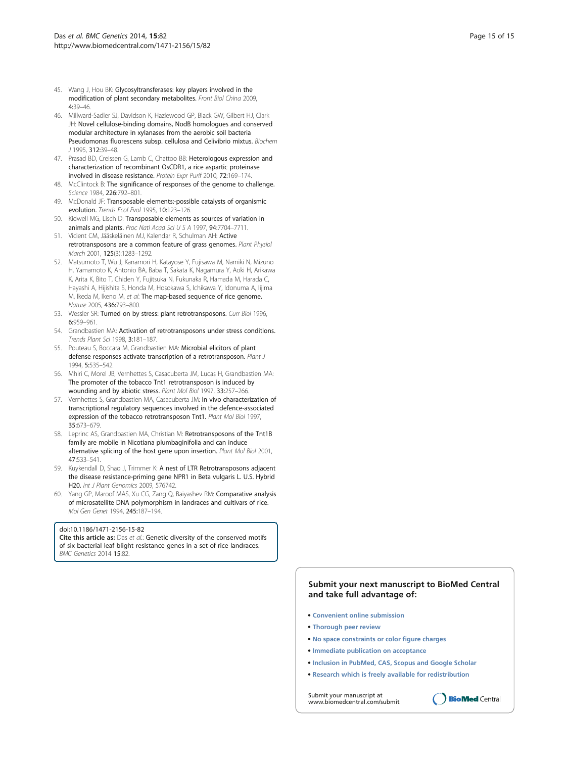45. Wang J, Hou BK: **Glycosyltransferases: key players involved in the modification of plant secondary metabolites.** *Front Biol China* 2009, **4:**39–46.
46. Millward-Sadler SJ, Davidson K, Hazlewood GP, Black GW, Gilbert HJ, Clark JH: **Novel cellulose-binding domains, NodB homologues and conserved modular architecture in xylanases from the aerobic soil bacteria Pseudomonas fluorescens subsp. cellulosa and Celivibrio mixtus.** *Biochem J* 1995, **312:**39–48.
47. Prasad BD, Creissen G, Lamb C, Chattoo BB: **Heterologous expression and characterization of recombinant OsCDR1, a rice aspartic proteinase involved in disease resistance.** *Protein Expr Purif* 2010, **72:**169–174.
48. McClintock B: **The significance of responses of the genome to challenge.** *Science* 1984, **226:**792–801.
49. McDonald JF: **Transposable elements:-possible catalysts of organismic evolution.** *Trends Ecol Evol* 1995, **10:**123–126.
50. Kidwell MG, Lisch D: **Transposable elements as sources of variation in animals and plants.** *Proc Natl Acad Sci U S A* 1997, **94:**7704–7711.
51. Vicient CM, Jääskeläinen MJ, Kalendar R, Schulman AH: **Active retrotransposons are a common feature of grass genomes.** *Plant Physiol March* 2001, **125**(3):1283–1292.
52. Matsumoto T, Wu J, Kanamori H, Katayose Y, Fujisawa M, Namiki N, Mizuno H, Yamamoto K, Antonio BA, Baba T, Sakata K, Nagamura Y, Aoki H, Arikawa K, Arita K, Bito T, Chiden Y, Fujitsuka N, Fukunaka R, Hamada M, Harada C, Hayashi A, Hijishita S, Honda M, Hosokawa S, Ichikawa Y, Idonuma A, Iijima M, Ikeda M, Ikeno M, *et al*: **The map-based sequence of rice genome.** *Nature* 2005, **436:**793–800.
53. Wessler SR: **Turned on by stress: plant retrotransposons.** *Curr Biol* 1996, **6:**959–961.
54. Grandbastien MA: **Activation of retrotransposons under stress conditions.** *Trends Plant Sci* 1998, **3:**181–187.
55. Pouteau S, Boccara M, Grandbastien MA: **Microbial elicitors of plant defense responses activate transcription of a retrotransposon.** *Plant J* 1994, **5:**535–542.
56. Mhiri C, Morel JB, Vernhettes S, Casacuberta JM, Lucas H, Grandbastien MA: **The promoter of the tobacco Tnt1 retrotransposon is induced by wounding and by abiotic stress.** *Plant Mol Biol* 1997, **33:**257–266.
57. Vernhettes S, Grandbastien MA, Casacuberta JM: **In vivo characterization of transcriptional regulatory sequences involved in the defence-associated expression of the tobacco retrotransposon Tnt1.** *Plant Mol Biol* 1997, **35:**673–679.
58. Leprinc AS, Grandbastien MA, Christian M: **Retrotransposons of the Tnt1B family are mobile in Nicotiana plumbaginifolia and can induce alternative splicing of the host gene upon insertion.** *Plant Mol Biol* 2001, **47:**533–541.
59. Kuykendall D, Shao J, Trimmer K: **A nest of LTR Retrotransposons adjacent the disease resistance-priming gene NPR1 in Beta vulgaris L. U.S. Hybrid H20.** *Int J Plant Genomics* 2009, 576742.
60. Yang GP, Maroof MAS, Xu CG, Zang Q, Baiyashev RM: **Comparative analysis of microsatellite DNA polymorphism in landraces and cultivars of rice.** *Mol Gen Genet* 1994, **245:**187–194.

doi:10.1186/1471-2156-15-82
**Cite this article as:** Das *et al.*: Genetic diversity of the conserved motifs of six bacterial leaf blight resistance genes in a set of rice landraces. *BMC Genetics* 2014 **15**:82.

**Submit your next manuscript to BioMed Central and take full advantage of:**

- **Convenient online submission**
- **Thorough peer review**
- **No space constraints or color figure charges**
- **Immediate publication on acceptance**
- **Inclusion in PubMed, CAS, Scopus and Google Scholar**
- **Research which is freely available for redistribution**

Submit your manuscript at
www.biomedcentral.com/submit

BioMed Central